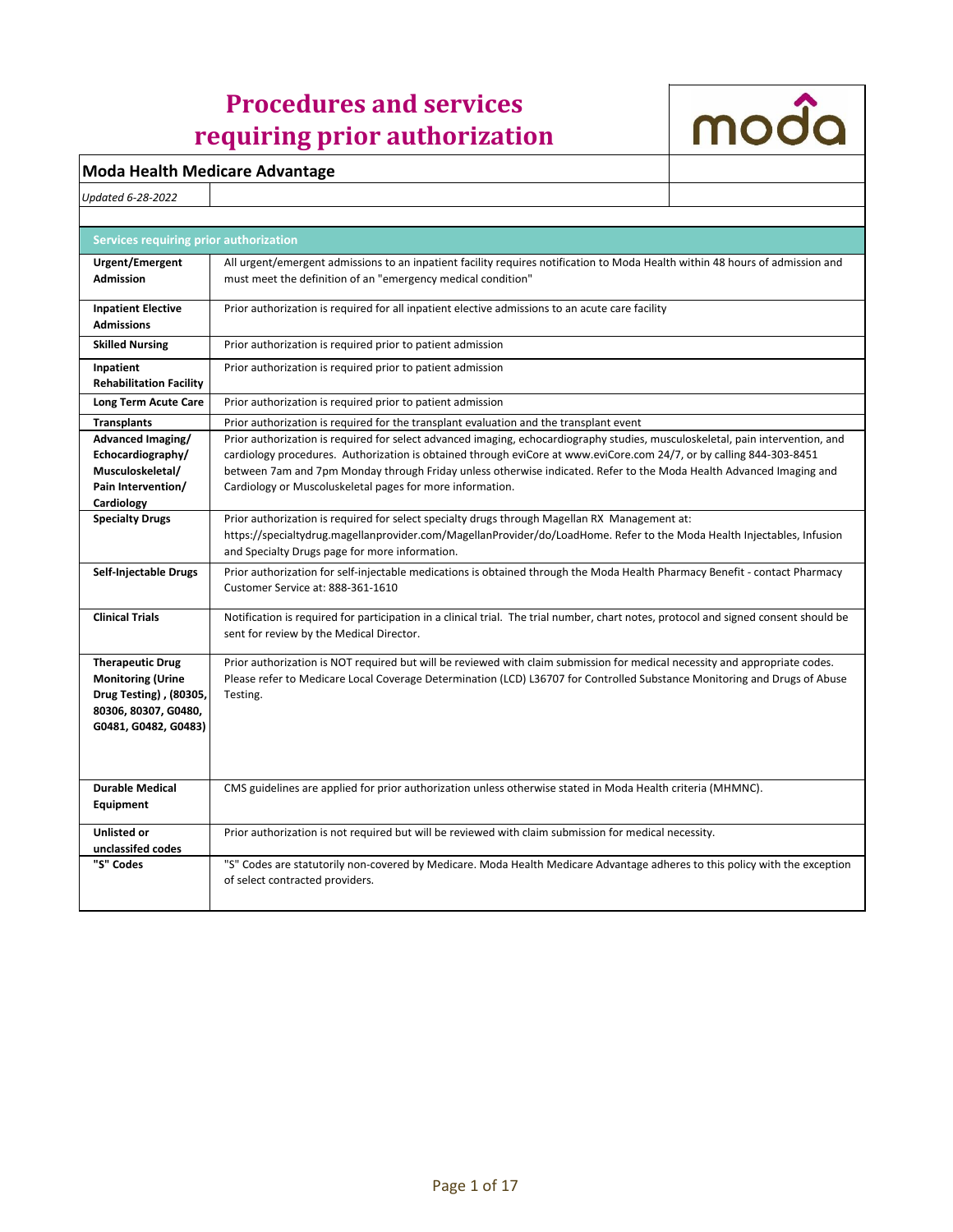# Procedures and services requiring prior authorization

## Moda Health Medicare Advantage

*Updated 6-28-2022*

| Services requiring prior authorization | |
|---|---|
| **Urgent/Emergent Admission** | All urgent/emergent admissions to an inpatient facility requires notification to Moda Health within 48 hours of admission and must meet the definition of an "emergency medical condition" |
| **Inpatient Elective Admissions** | Prior authorization is required for all inpatient elective admissions to an acute care facility |
| **Skilled Nursing** | Prior authorization is required prior to patient admission |
| **Inpatient Rehabilitation Facility** | Prior authorization is required prior to patient admission |
| **Long Term Acute Care** | Prior authorization is required prior to patient admission |
| **Transplants** | Prior authorization is required for the transplant evaluation and the transplant event |
| **Advanced Imaging/ Echocardiography/ Musculoskeletal/ Pain Intervention/ Cardiology** | Prior authorization is required for select advanced imaging, echocardiography studies, musculoskeletal, pain intervention, and cardiology procedures. Authorization is obtained through eviCore at www.eviCore.com 24/7, or by calling 844-303-8451 between 7am and 7pm Monday through Friday unless otherwise indicated. Refer to the Moda Health Advanced Imaging and Cardiology or Muscoluskeletal pages for more information. |
| **Specialty Drugs** | Prior authorization is required for select specialty drugs through Magellan RX Management at: https://specialtydrug.magellanprovider.com/MagellanProvider/do/LoadHome. Refer to the Moda Health Injectables, Infusion and Specialty Drugs page for more information. |
| **Self-Injectable Drugs** | Prior authorization for self-injectable medications is obtained through the Moda Health Pharmacy Benefit - contact Pharmacy Customer Service at: 888-361-1610 |
| **Clinical Trials** | Notification is required for participation in a clinical trial. The trial number, chart notes, protocol and signed consent should be sent for review by the Medical Director. |
| **Therapeutic Drug Monitoring (Urine Drug Testing) , (80305, 80306, 80307, G0480, G0481, G0482, G0483)** | Prior authorization is NOT required but will be reviewed with claim submission for medical necessity and appropriate codes. Please refer to Medicare Local Coverage Determination (LCD) L36707 for Controlled Substance Monitoring and Drugs of Abuse Testing. |
| **Durable Medical Equipment** | CMS guidelines are applied for prior authorization unless otherwise stated in Moda Health criteria (MHMNC). |
| **Unlisted or unclassifed codes** | Prior authorization is not required but will be reviewed with claim submission for medical necessity. |
| **"S" Codes** | "S" Codes are statutorily non-covered by Medicare. Moda Health Medicare Advantage adheres to this policy with the exception of select contracted providers. |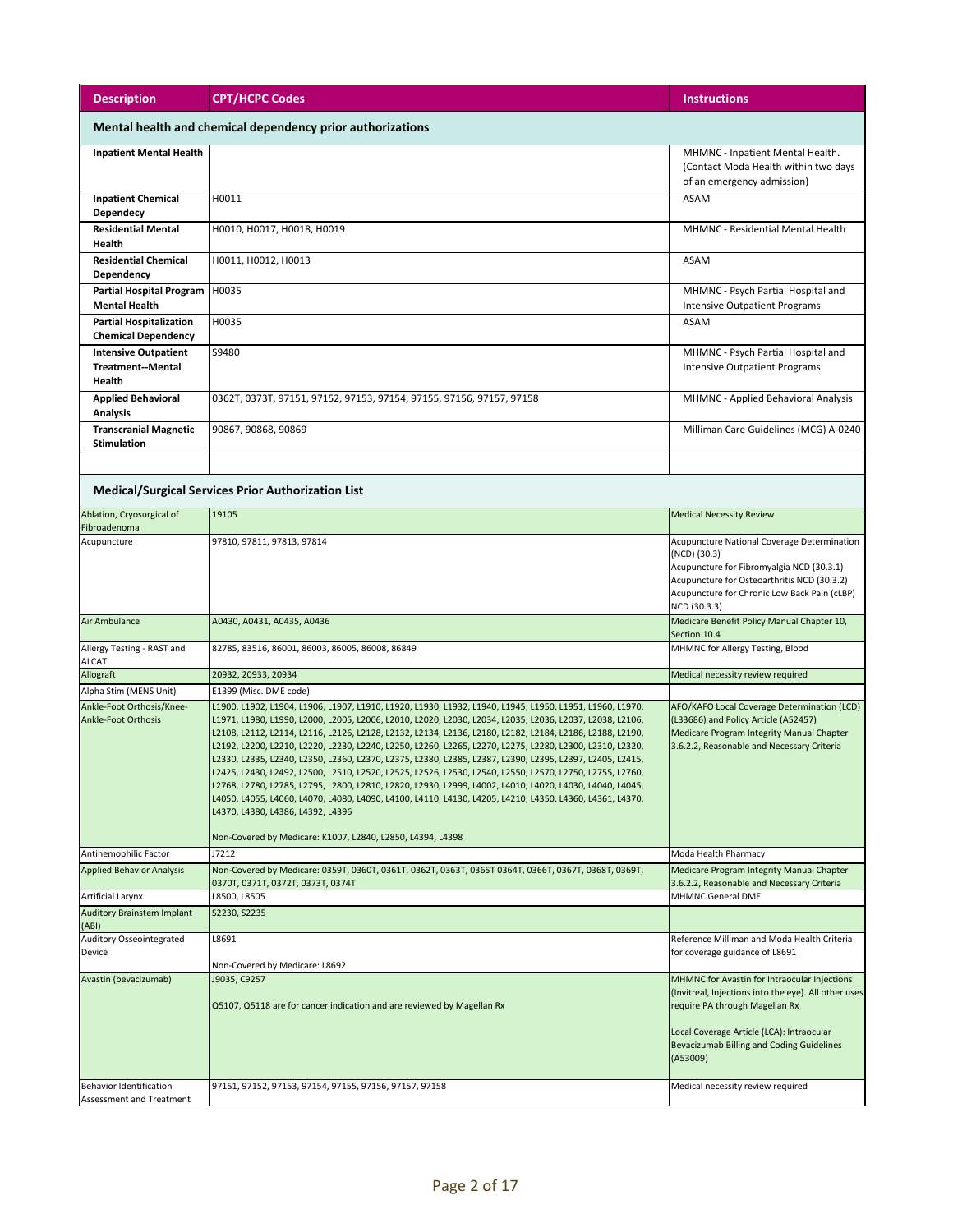| Description | CPT/HCPC Codes | Instructions |
|---|---|---|
| **Mental health and chemical dependency prior authorizations** | | |
| **Inpatient Mental Health** | | MHMNC - Inpatient Mental Health. (Contact Moda Health within two days of an emergency admission) |
| **Inpatient Chemical Dependecy** | H0011 | ASAM |
| **Residential Mental Health** | H0010, H0017, H0018, H0019 | MHMNC - Residential Mental Health |
| **Residential Chemical Dependency** | H0011, H0012, H0013 | ASAM |
| **Partial Hospital Program Mental Health** | H0035 | MHMNC - Psych Partial Hospital and Intensive Outpatient Programs |
| **Partial Hospitalization Chemical Dependency** | H0035 | ASAM |
| **Intensive Outpatient Treatment--Mental Health** | S9480 | MHMNC - Psych Partial Hospital and Intensive Outpatient Programs |
| **Applied Behavioral Analysis** | 0362T, 0373T, 97151, 97152, 97153, 97154, 97155, 97156, 97157, 97158 | MHMNC - Applied Behavioral Analysis |
| **Transcranial Magnetic Stimulation** | 90867, 90868, 90869 | Milliman Care Guidelines (MCG) A-0240 |
| | | |
| **Medical/Surgical Services Prior Authorization List** | | |
| Ablation, Cryosurgical of Fibroadenoma | 19105 | Medical Necessity Review |
| Acupuncture | 97810, 97811, 97813, 97814 | Acupuncture National Coverage Determination (NCD) (30.3)<br>Acupuncture for Fibromyalgia NCD (30.3.1)<br>Acupuncture for Osteoarthritis NCD (30.3.2)<br>Acupuncture for Chronic Low Back Pain (cLBP) NCD (30.3.3) |
| Air Ambulance | A0430, A0431, A0435, A0436 | Medicare Benefit Policy Manual Chapter 10, Section 10.4 |
| Allergy Testing - RAST and ALCAT | 82785, 83516, 86001, 86003, 86005, 86008, 86849 | MHMNC for Allergy Testing, Blood |
| Allograft | 20932, 20933, 20934 | Medical necessity review required |
| Alpha Stim (MENS Unit) | E1399 (Misc. DME code) | |
| Ankle-Foot Orthosis/Knee-Ankle-Foot Orthosis | L1900, L1902, L1904, L1906, L1907, L1910, L1920, L1930, L1932, L1940, L1945, L1950, L1951, L1960, L1970, L1971, L1980, L1990, L2000, L2005, L2006, L2010, L2020, L2030, L2034, L2035, L2036, L2037, L2038, L2106, L2108, L2112, L2114, L2116, L2126, L2128, L2132, L2134, L2136, L2180, L2182, L2184, L2186, L2188, L2190, L2192, L2200, L2210, L2220, L2230, L2240, L2250, L2260, L2265, L2270, L2275, L2280, L2300, L2310, L2320, L2330, L2335, L2340, L2350, L2360, L2370, L2375, L2380, L2385, L2387, L2390, L2395, L2397, L2405, L2415, L2425, L2430, L2492, L2500, L2510, L2520, L2525, L2526, L2530, L2540, L2550, L2570, L2750, L2755, L2760, L2768, L2780, L2785, L2795, L2800, L2810, L2820, L2930, L2999, L4002, L4010, L4020, L4030, L4040, L4045, L4050, L4055, L4060, L4070, L4080, L4090, L4100, L4110, L4130, L4205, L4210, L4350, L4360, L4361, L4370, L4370, L4380, L4386, L4392, L4396<br><br>Non-Covered by Medicare: K1007, L2840, L2850, L4394, L4398 | AFO/KAFO Local Coverage Determination (LCD) (L33686) and Policy Article (A52457)<br>Medicare Program Integrity Manual Chapter 3.6.2.2, Reasonable and Necessary Criteria |
| Antihemophilic Factor | J7212 | Moda Health Pharmacy |
| Applied Behavior Analysis | Non-Covered by Medicare: 0359T, 0360T, 0361T, 0362T, 0363T, 0365T 0364T, 0366T, 0367T, 0368T, 0369T, 0370T, 0371T, 0372T, 0373T, 0374T | Medicare Program Integrity Manual Chapter 3.6.2.2, Reasonable and Necessary Criteria |
| Artificial Larynx | L8500, L8505 | MHMNC General DME |
| Auditory Brainstem Implant (ABI) | S2230, S2235 | |
| Auditory Osseointegrated Device | L8691<br><br>Non-Covered by Medicare: L8692 | Reference Milliman and Moda Health Criteria for coverage guidance of L8691 |
| Avastin (bevacizumab) | J9035, C9257<br><br>Q5107, Q5118 are for cancer indication and are reviewed by Magellan Rx | MHMNC for Avastin for Intraocular Injections (Invitreal, Injections into the eye). All other uses require PA through Magellan Rx<br><br>Local Coverage Article (LCA): Intraocular Bevacizumab Billing and Coding Guidelines (A53009) |
| Behavior Identification Assessment and Treatment | 97151, 97152, 97153, 97154, 97155, 97156, 97157, 97158 | Medical necessity review required |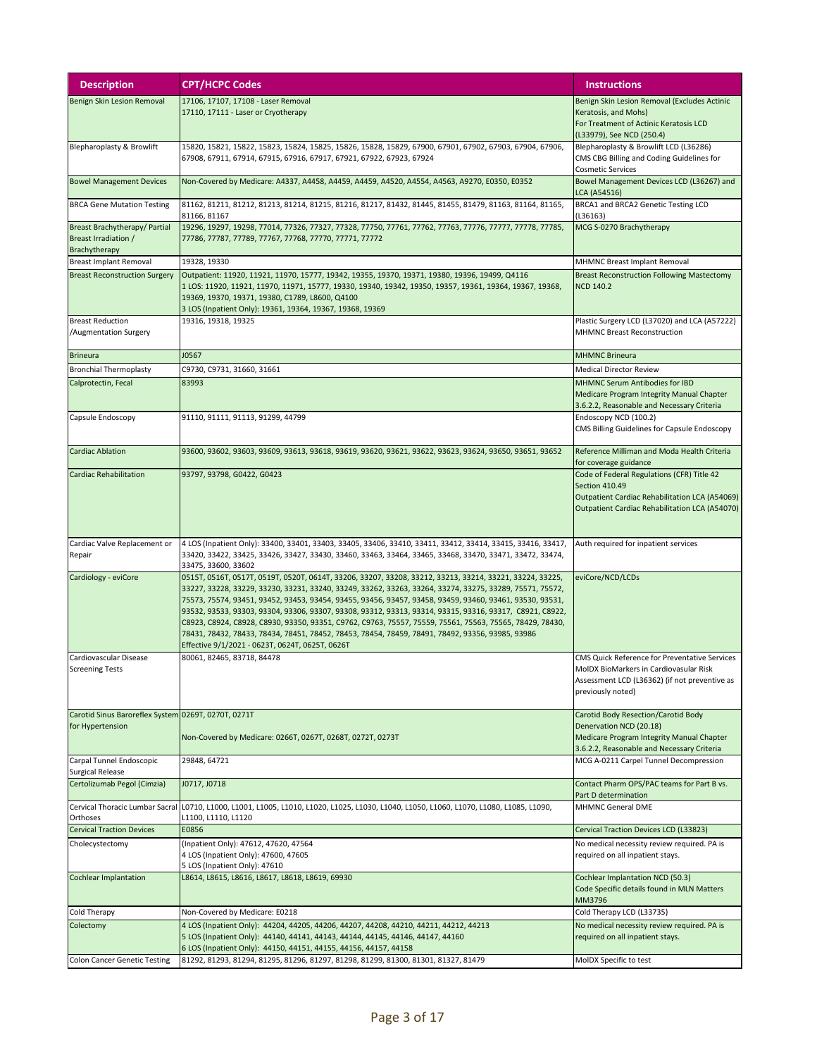| Description | CPT/HCPC Codes | Instructions |
| --- | --- | --- |
| Benign Skin Lesion Removal | 17106, 17107, 17108 - Laser Removal<br>17110, 17111 - Laser or Cryotherapy | Benign Skin Lesion Removal (Excludes Actinic Keratosis, and Mohs)<br>For Treatment of Actinic Keratosis LCD (L33979), See NCD (250.4) |
| Blepharoplasty & Browlift | 15820, 15821, 15822, 15823, 15824, 15825, 15826, 15828, 15829, 67900, 67901, 67902, 67903, 67904, 67906, 67908, 67911, 67914, 67915, 67916, 67917, 67921, 67922, 67923, 67924 | Blepharoplasty & Browlift LCD (L36286)<br>CMS CBG Billing and Coding Guidelines for Cosmetic Services |
| Bowel Management Devices | Non-Covered by Medicare: A4337, A4458, A4459, A4459, A4520, A4554, A4563, A9270, E0350, E0352 | Bowel Management Devices LCD (L36267) and LCA (A54516) |
| BRCA Gene Mutation Testing | 81162, 81211, 81212, 81213, 81214, 81215, 81216, 81217, 81432, 81445, 81455, 81479, 81163, 81164, 81165, 81166, 81167 | BRCA1 and BRCA2 Genetic Testing LCD (L36163) |
| Breast Brachytherapy/ Partial Breast Irradiation / Brachytherapy | 19296, 19297, 19298, 77014, 77326, 77327, 77328, 77750, 77761, 77762, 77763, 77776, 77777, 77778, 77785, 77786, 77787, 77789, 77767, 77768, 77770, 77771, 77772 | MCG S-0270 Brachytherapy |
| Breast Implant Removal | 19328, 19330 | MHMNC Breast Implant Removal |
| Breast Reconstruction Surgery | Outpatient: 11920, 11921, 11970, 15777, 19342, 19355, 19370, 19371, 19380, 19396, 19499, Q4116<br>1 LOS: 11920, 11921, 11970, 11971, 15777, 19330, 19340, 19342, 19350, 19357, 19361, 19364, 19367, 19368, 19369, 19370, 19371, 19380, C1789, L8600, Q4100<br>3 LOS (Inpatient Only): 19361, 19364, 19367, 19368, 19369 | Breast Reconstruction Following Mastectomy NCD 140.2 |
| Breast Reduction /Augmentation Surgery | 19316, 19318, 19325 | Plastic Surgery LCD (L37020) and LCA (A57222)<br>MHMNC Breast Reconstruction |
| Brineura | J0567 | MHMNC Brineura |
| Bronchial Thermoplasty | C9730, C9731, 31660, 31661 | Medical Director Review |
| Calprotectin, Fecal | 83993 | MHMNC Serum Antibodies for IBD<br>Medicare Program Integrity Manual Chapter 3.6.2.2, Reasonable and Necessary Criteria |
| Capsule Endoscopy | 91110, 91111, 91113, 91299, 44799 | Endoscopy NCD (100.2)<br>CMS Billing Guidelines for Capsule Endoscopy |
| Cardiac Ablation | 93600, 93602, 93603, 93609, 93613, 93618, 93619, 93620, 93621, 93622, 93623, 93624, 93650, 93651, 93652 | Reference Milliman and Moda Health Criteria for coverage guidance |
| Cardiac Rehabilitation | 93797, 93798, G0422, G0423 | Code of Federal Regulations (CFR) Title 42 Section 410.49<br>Outpatient Cardiac Rehabilitation LCA (A54069)<br>Outpatient Cardiac Rehabilitation LCA (A54070) |
| Cardiac Valve Replacement or Repair | 4 LOS (Inpatient Only): 33400, 33401, 33403, 33405, 33406, 33410, 33411, 33412, 33414, 33415, 33416, 33417, 33420, 33422, 33425, 33426, 33427, 33430, 33460, 33463, 33464, 33465, 33468, 33470, 33471, 33472, 33474, 33475, 33600, 33602 | Auth required for inpatient services |
| Cardiology - eviCore | 0515T, 0516T, 0517T, 0519T, 0520T, 0614T, 33206, 33207, 33208, 33212, 33213, 33214, 33221, 33224, 33225, 33227, 33228, 33229, 33230, 33231, 33240, 33249, 33262, 33263, 33264, 33274, 33275, 33289, 75571, 75572, 75573, 75574, 93451, 93452, 93453, 93454, 93455, 93456, 93457, 93458, 93459, 93460, 93461, 93530, 93531, 93532, 93533, 93303, 93304, 93306, 93307, 93308, 93312, 93313, 93314, 93315, 93316, 93317, C8921, C8922, C8923, C8924, C8928, C8930, 93350, 93351, C9762, C9763, 75557, 75559, 75561, 75563, 75565, 78429, 78430, 78431, 78432, 78433, 78434, 78451, 78452, 78453, 78454, 78459, 78491, 78492, 93356, 93985, 93986<br>Effective 9/1/2021 - 0623T, 0624T, 0625T, 0626T | eviCore/NCD/LCDs |
| Cardiovascular Disease Screening Tests | 80061, 82465, 83718, 84478 | CMS Quick Reference for Preventative Services<br>MolDX BioMarkers in Cardiovasular Risk Assessment LCD (L36362) (if not preventive as previously noted) |
| Carotid Sinus Baroreflex System for Hypertension | 0269T, 0270T, 0271T<br><br>Non-Covered by Medicare: 0266T, 0267T, 0268T, 0272T, 0273T | Carotid Body Resection/Carotid Body Denervation NCD (20.18)<br>Medicare Program Integrity Manual Chapter 3.6.2.2, Reasonable and Necessary Criteria |
| Carpal Tunnel Endoscopic Surgical Release | 29848, 64721 | MCG A-0211 Carpel Tunnel Decompression |
| Certolizumab Pegol (Cimzia) | J0717, J0718 | Contact Pharm OPS/PAC teams for Part B vs. Part D determination |
| Cervical Thoracic Lumbar Sacral Orthoses | L0710, L1000, L1001, L1005, L1010, L1020, L1025, L1030, L1040, L1050, L1060, L1070, L1080, L1085, L1090, L1100, L1110, L1120 | MHMNC General DME |
| Cervical Traction Devices | E0856 | Cervical Traction Devices LCD (L33823) |
| Cholecystectomy | (Inpatient Only): 47612, 47620, 47564<br>4 LOS (Inpatient Only): 47600, 47605<br>5 LOS (Inpatient Only): 47610 | No medical necessity review required. PA is required on all inpatient stays. |
| Cochlear Implantation | L8614, L8615, L8616, L8617, L8618, L8619, 69930 | Cochlear Implantation NCD (50.3)<br>Code Specific details found in MLN Matters MM3796 |
| Cold Therapy | Non-Covered by Medicare: E0218 | Cold Therapy LCD (L33735) |
| Colectomy | 4 LOS (Inpatient Only): 44204, 44205, 44206, 44207, 44208, 44210, 44211, 44212, 44213<br>5 LOS (Inpatient Only): 44140, 44141, 44143, 44144, 44145, 44146, 44147, 44160<br>6 LOS (Inpatient Only): 44150, 44151, 44155, 44156, 44157, 44158 | No medical necessity review required. PA is required on all inpatient stays. |
| Colon Cancer Genetic Testing | 81292, 81293, 81294, 81295, 81296, 81297, 81298, 81299, 81300, 81301, 81327, 81479 | MolDX Specific to test |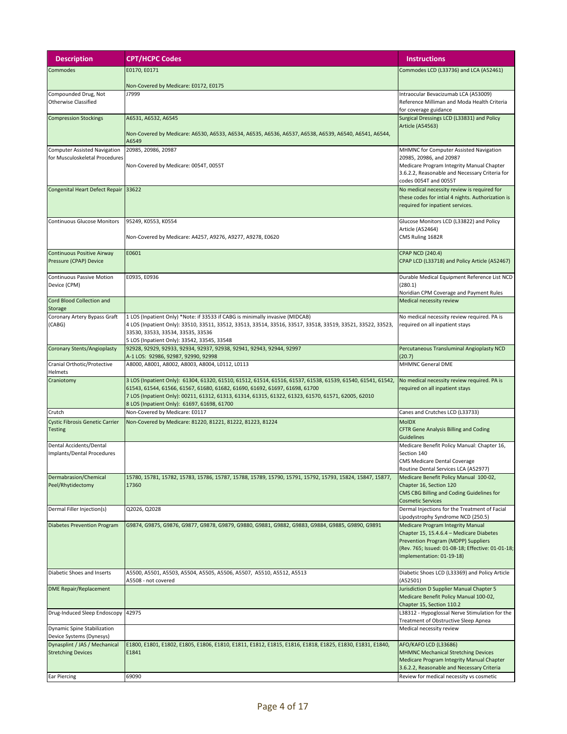| Description | CPT/HCPC Codes | Instructions |
|---|---|---|
| Commodes | E0170, E0171<br><br>Non-Covered by Medicare: E0172, E0175 | Commodes LCD (L33736) and LCA (A52461) |
| Compounded Drug, Not Otherwise Classified | J7999 | Intraocular Bevacizumab LCA (A53009)<br>Reference Milliman and Moda Health Criteria for coverage guidance |
| Compression Stockings | A6531, A6532, A6545<br><br>Non-Covered by Medicare: A6530, A6533, A6534, A6535, A6536, A6537, A6538, A6539, A6540, A6541, A6544, A6549 | Surgical Dressings LCD (L33831) and Policy Article (A54563) |
| Computer Assisted Navigation for Musculoskeletal Procedures | 20985, 20986, 20987<br><br>Non-Covered by Medicare: 0054T, 0055T | MHMNC for Computer Assisted Navigation 20985, 20986, and 20987<br>Medicare Program Integrity Manual Chapter 3.6.2.2, Reasonable and Necessary Criteria for codes 0054T and 0055T |
| Congenital Heart Defect Repair | 33622 | No medical necessity review is required for these codes for intial 4 nights. Authorization is required for inpatient services. |
| Continuous Glucose Monitors | 95249, K0553, K0554<br><br>Non-Covered by Medicare: A4257, A9276, A9277, A9278, E0620 | Glucose Monitors LCD (L33822) and Policy Article (A52464)<br>CMS Ruling 1682R |
| Continuous Positive Airway Pressure (CPAP) Device | E0601 | CPAP NCD (240.4)<br>CPAP LCD (L33718) and Policy Article (A52467) |
| Continuous Passive Motion Device (CPM) | E0935, E0936 | Durable Medical Equipment Reference List NCD (280.1)<br>Noridian CPM Coverage and Payment Rules |
| Cord Blood Collection and Storage | | Medical necessity review |
| Coronary Artery Bypass Graft (CABG) | 1 LOS (Inpatient Only) *Note: if 33533 if CABG is minimally invasive (MIDCAB)<br>4 LOS (Inpatient Only): 33510, 33511, 33512, 33513, 33514, 33516, 33517, 33518, 33519, 33521, 33522, 33523, 33530, 33533, 33534, 33535, 33536<br>5 LOS (Inpatient Only): 33542, 33545, 33548 | No medical necessity review required. PA is required on all inpatient stays |
| Coronary Stents/Angioplasty | 92928, 92929, 92933, 92934, 92937, 92938, 92941, 92943, 92944, 92997<br>A-1 LOS: 92986, 92987, 92990, 92998 | Percutaneous Transluminal Angioplasty NCD (20.7) |
| Cranial Orthotic/Protective Helmets | A8000, A8001, A8002, A8003, A8004, L0112, L0113 | MHMNC General DME |
| Craniotomy | 3 LOS (Inpatient Only): 61304, 61320, 61510, 61512, 61514, 61516, 61537, 61538, 61539, 61540, 61541, 61542, 61543, 61544, 61566, 61567, 61680, 61682, 61690, 61692, 61697, 61698, 61700<br>7 LOS (Inpatient Only): 00211, 61312, 61313, 61314, 61315, 61322, 61323, 61570, 61571, 62005, 62010<br>8 LOS (Inpatient Only): 61697, 61698, 61700 | No medical necessity review required. PA is required on all inpatient stays |
| Crutch | Non-Covered by Medicare: E0117 | Canes and Crutches LCD (L33733) |
| Cystic Fibrosis Genetic Carrier Testing | Non-Covered by Medicare: 81220, 81221, 81222, 81223, 81224 | MolDX<br>CFTR Gene Analysis Billing and Coding Guidelines |
| Dental Accidents/Dental Implants/Dental Procedures | | Medicare Benefit Policy Manual: Chapter 16, Section 140<br>CMS Medicare Dental Coverage<br>Routine Dental Services LCA (A52977) |
| Dermabrasion/Chemical Peel/Rhytidectomy | 15780, 15781, 15782, 15783, 15786, 15787, 15788, 15789, 15790, 15791, 15792, 15793, 15824, 15847, 15877, 17360 | Medicare Benefit Policy Manual 100-02, Chapter 16, Section 120<br>CMS CBG Billing and Coding Guidelines for Cosmetic Services |
| Dermal Filler Injection(s) | Q2026, Q2028 | Dermal Injections for the Treatment of Facial Lipodystrophy Syndrome NCD (250.5) |
| Diabetes Prevention Program | G9874, G9875, G9876, G9877, G9878, G9879, G9880, G9881, G9882, G9883, G9884, G9885, G9890, G9891 | Medicare Program Integrity Manual Chapter 15, 15.4.6.4 – Medicare Diabetes Prevention Program (MDPP) Suppliers (Rev. 765; Issued: 01-08-18; Effective: 01-01-18; Implementation: 01-19-18) |
| Diabetic Shoes and Inserts | A5500, A5501, A5503, A5504, A5505, A5506, A5507, A5510, A5512, A5513<br>A5508 - not covered | Diabetic Shoes LCD (L33369) and Policy Article (A52501) |
| DME Repair/Replacement | | Jurisdiction D Supplier Manual Chapter 5<br>Medicare Benefit Policy Manual 100-02, Chapter 15, Section 110.2 |
| Drug-Induced Sleep Endoscopy | 42975 | L38312 - Hypoglossal Nerve Stimulation for the Treatment of Obstructive Sleep Apnea |
| Dynamic Spine Stabilization Device Systems (Dynesys) | | Medical necessity review |
| Dynasplint / JAS / Mechanical Stretching Devices | E1800, E1801, E1802, E1805, E1806, E1810, E1811, E1812, E1815, E1816, E1818, E1825, E1830, E1831, E1840, E1841 | AFO/KAFO LCD (L33686)<br>MHMNC Mechanical Stretching Devices<br>Medicare Program Integrity Manual Chapter 3.6.2.2, Reasonable and Necessary Criteria |
| Ear Piercing | 69090 | Review for medical necessity vs cosmetic |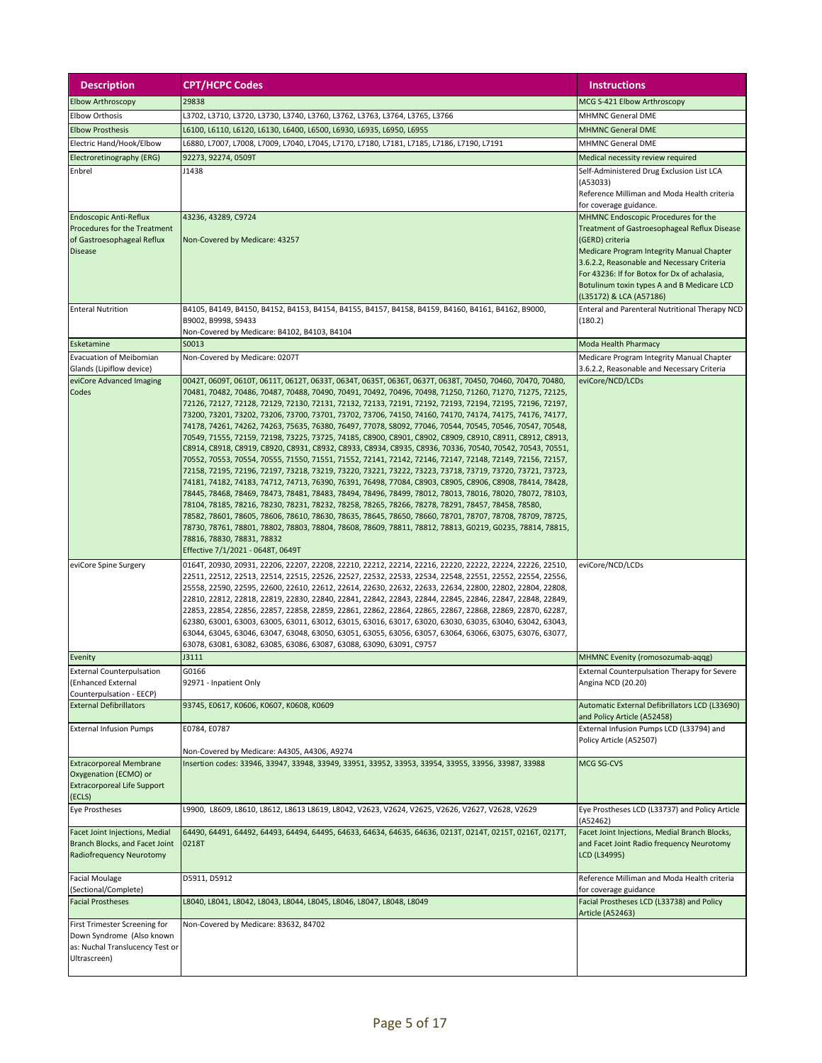| Description | CPT/HCPC Codes | Instructions |
|---|---|---|
| Elbow Arthroscopy | 29838 | MCG S-421 Elbow Arthroscopy |
| Elbow Orthosis | L3702, L3710, L3720, L3730, L3740, L3760, L3762, L3763, L3764, L3765, L3766 | MHMNC General DME |
| Elbow Prosthesis | L6100, L6110, L6120, L6130, L6400, L6500, L6930, L6935, L6950, L6955 | MHMNC General DME |
| Electric Hand/Hook/Elbow | L6880, L7007, L7008, L7009, L7040, L7045, L7170, L7180, L7181, L7185, L7186, L7190, L7191 | MHMNC General DME |
| Electroretinography (ERG) | 92273, 92274, 0509T | Medical necessity review required |
| Enbrel | J1438 | Self-Administered Drug Exclusion List LCA (A53033)<br>Reference Milliman and Moda Health criteria for coverage guidance. |
| Endoscopic Anti-Reflux Procedures for the Treatment of Gastroesophageal Reflux Disease | 43236, 43289, C9724<br><br>Non-Covered by Medicare: 43257 | MHMNC Endoscopic Procedures for the Treatment of Gastroesophageal Reflux Disease (GERD) criteria<br>Medicare Program Integrity Manual Chapter 3.6.2.2, Reasonable and Necessary Criteria<br>For 43236: If for Botox for Dx of achalasia, Botulinum toxin types A and B Medicare LCD (L35172) & LCA (A57186) |
| Enteral Nutrition | B4105, B4149, B4150, B4152, B4153, B4154, B4155, B4157, B4158, B4159, B4160, B4161, B4162, B9000, B9002, B9998, S9433<br>Non-Covered by Medicare: B4102, B4103, B4104 | Enteral and Parenteral Nutritional Therapy NCD (180.2) |
| Esketamine | S0013 | Moda Health Pharmacy |
| Evacuation of Meibomian Glands (Lipiflow device) | Non-Covered by Medicare: 0207T | Medicare Program Integrity Manual Chapter 3.6.2.2, Reasonable and Necessary Criteria |
| eviCore Advanced Imaging Codes | 0042T, 0609T, 0610T, 0611T, 0612T, 0633T, 0634T, 0635T, 0636T, 0637T, 0638T, 70450, 70460, 70470, 70480, 70481, 70482, 70486, 70487, 70488, 70490, 70491, 70492, 70496, 70498, 71250, 71260, 71270, 71275, 72125, 72126, 72127, 72128, 72129, 72130, 72131, 72132, 72133, 72191, 72192, 72193, 72194, 72195, 72196, 72197, 73200, 73201, 73202, 73206, 73700, 73701, 73702, 73706, 74150, 74160, 74170, 74174, 74175, 74176, 74177, 74178, 74261, 74262, 74263, 75635, 76380, 76497, 77078, S8092, 77046, 70544, 70545, 70546, 70547, 70548, 70549, 71555, 72159, 72198, 73225, 73725, 74185, C8900, C8901, C8902, C8909, C8910, C8911, C8912, C8913, C8914, C8918, C8919, C8920, C8931, C8932, C8933, C8934, C8935, C8936, 70336, 70540, 70542, 70543, 70551, 70552, 70553, 70554, 70555, 71550, 71551, 71552, 72141, 72142, 72146, 72147, 72148, 72149, 72156, 72157, 72158, 72195, 72196, 72197, 73218, 73219, 73220, 73221, 73222, 73223, 73718, 73719, 73720, 73721, 73723, 74181, 74182, 74183, 74712, 74713, 76390, 76391, 76498, 77084, C8903, C8905, C8906, C8908, 78414, 78428, 78445, 78468, 78469, 78473, 78481, 78483, 78494, 78496, 78499, 78012, 78013, 78016, 78020, 78072, 78103, 78104, 78185, 78216, 78230, 78231, 78232, 78258, 78265, 78266, 78278, 78291, 78457, 78458, 78580, 78582, 78601, 78605, 78606, 78610, 78630, 78635, 78645, 78650, 78660, 78701, 78707, 78708, 78709, 78725, 78730, 78761, 78801, 78802, 78803, 78804, 78608, 78609, 78811, 78812, 78813, G0219, G0235, 78814, 78815, 78816, 78830, 78831, 78832<br>Effective 7/1/2021 - 0648T, 0649T | eviCore/NCD/LCDs |
| eviCore Spine Surgery | 0164T, 20930, 20931, 22206, 22207, 22208, 22210, 22212, 22214, 22216, 22220, 22222, 22224, 22226, 22510, 22511, 22512, 22513, 22514, 22515, 22526, 22527, 22532, 22533, 22534, 22548, 22551, 22552, 22554, 22556, 22558, 22590, 22595, 22600, 22610, 22612, 22614, 22630, 22632, 22633, 22634, 22800, 22802, 22804, 22808, 22810, 22812, 22818, 22819, 22830, 22840, 22841, 22842, 22843, 22844, 22845, 22846, 22847, 22848, 22849, 22853, 22854, 22856, 22857, 22858, 22859, 22861, 22862, 22864, 22865, 22867, 22868, 22869, 22870, 62287, 62380, 63001, 63003, 63005, 63011, 63012, 63015, 63016, 63017, 63020, 63030, 63035, 63040, 63042, 63043, 63044, 63045, 63046, 63047, 63048, 63050, 63051, 63055, 63056, 63057, 63064, 63066, 63075, 63076, 63077, 63078, 63081, 63082, 63085, 63086, 63087, 63088, 63090, 63091, C9757 | eviCore/NCD/LCDs |
| Evenity | J3111 | MHMNC Evenity (romosozumab-aqqg) |
| External Counterpulsation (Enhanced External Counterpulsation - EECP) | G0166<br>92971 - Inpatient Only | External Counterpulsation Therapy for Severe Angina NCD (20.20) |
| External Defibrillators | 93745, E0617, K0606, K0607, K0608, K0609 | Automatic External Defibrillators LCD (L33690) and Policy Article (A52458) |
| External Infusion Pumps | E0784, E0787<br><br>Non-Covered by Medicare: A4305, A4306, A9274 | External Infusion Pumps LCD (L33794) and Policy Article (A52507) |
| Extracorporeal Membrane Oxygenation (ECMO) or Extracorporeal Life Support (ECLS) | Insertion codes: 33946, 33947, 33948, 33949, 33951, 33952, 33953, 33954, 33955, 33956, 33987, 33988 | MCG SG-CVS |
| Eye Prostheses | L9900, L8609, L8610, L8612, L8613 L8619, L8042, V2623, V2624, V2625, V2626, V2627, V2628, V2629 | Eye Prostheses LCD (L33737) and Policy Article (A52462) |
| Facet Joint Injections, Medial Branch Blocks, and Facet Joint Radiofrequency Neurotomy | 64490, 64491, 64492, 64493, 64494, 64495, 64633, 64634, 64635, 64636, 0213T, 0214T, 0215T, 0216T, 0217T, 0218T | Facet Joint Injections, Medial Branch Blocks, and Facet Joint Radio frequency Neurotomy LCD (L34995) |
| Facial Moulage (Sectional/Complete) | D5911, D5912 | Reference Milliman and Moda Health criteria for coverage guidance |
| Facial Prostheses | L8040, L8041, L8042, L8043, L8044, L8045, L8046, L8047, L8048, L8049 | Facial Prostheses LCD (L33738) and Policy Article (A52463) |
| First Trimester Screening for Down Syndrome (Also known as: Nuchal Translucency Test or Ultrascreen) | Non-Covered by Medicare: 83632, 84702 | |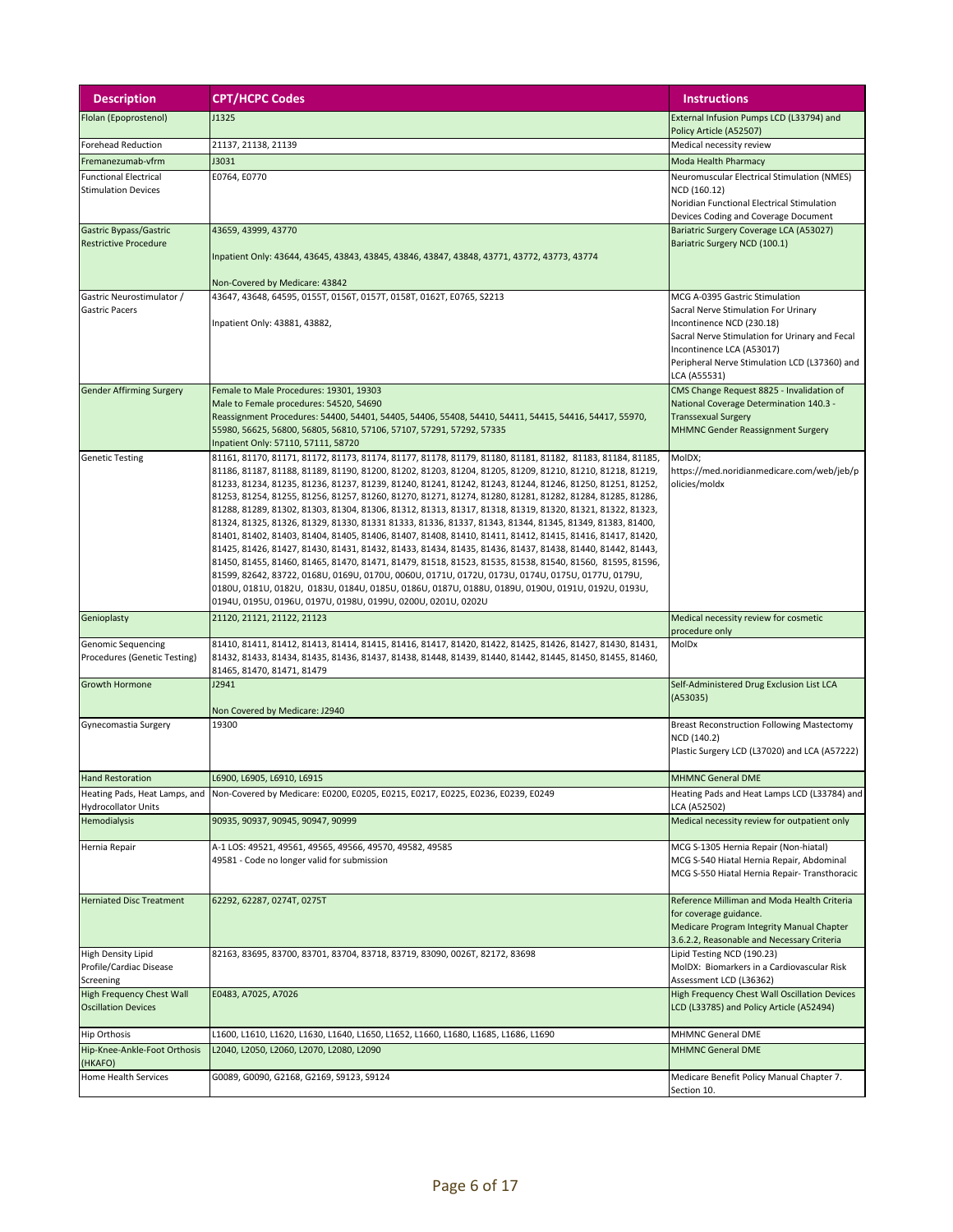| Description | CPT/HCPC Codes | Instructions |
|---|---|---|
| Flolan (Epoprostenol) | J1325 | External Infusion Pumps LCD (L33794) and Policy Article (A52507) |
| Forehead Reduction | 21137, 21138, 21139 | Medical necessity review |
| Fremanezumab-vfrm | J3031 | Moda Health Pharmacy |
| Functional Electrical Stimulation Devices | E0764, E0770 | Neuromuscular Electrical Stimulation (NMES) NCD (160.12)<br>Noridian Functional Electrical Stimulation Devices Coding and Coverage Document |
| Gastric Bypass/Gastric Restrictive Procedure | 43659, 43999, 43770<br><br>Inpatient Only: 43644, 43645, 43843, 43845, 43846, 43847, 43848, 43771, 43772, 43773, 43774<br><br>Non-Covered by Medicare: 43842 | Bariatric Surgery Coverage LCA (A53027)<br>Bariatric Surgery NCD (100.1) |
| Gastric Neurostimulator / Gastric Pacers | 43647, 43648, 64595, 0155T, 0156T, 0157T, 0158T, 0162T, E0765, S2213<br><br>Inpatient Only: 43881, 43882, | MCG A-0395 Gastric Stimulation<br>Sacral Nerve Stimulation For Urinary Incontinence NCD (230.18)<br>Sacral Nerve Stimulation for Urinary and Fecal Incontinence LCA (A53017)<br>Peripheral Nerve Stimulation LCD (L37360) and LCA (A55531) |
| Gender Affirming Surgery | Female to Male Procedures: 19301, 19303<br>Male to Female procedures: 54520, 54690<br>Reassignment Procedures: 54400, 54401, 54405, 54406, 55408, 54410, 54411, 54415, 54416, 54417, 55970, 55980, 56625, 56800, 56805, 56810, 57106, 57107, 57291, 57292, 57335<br>Inpatient Only: 57110, 57111, 58720 | CMS Change Request 8825 - Invalidation of National Coverage Determination 140.3 - Transsexual Surgery<br>MHMNC Gender Reassignment Surgery |
| Genetic Testing | 81161, 81170, 81171, 81172, 81173, 81174, 81177, 81178, 81179, 81180, 81181, 81182, 81183, 81184, 81185, 81186, 81187, 81188, 81189, 81190, 81200, 81202, 81203, 81204, 81205, 81209, 81210, 81210, 81218, 81219, 81233, 81234, 81235, 81236, 81237, 81239, 81240, 81241, 81242, 81243, 81244, 81246, 81250, 81251, 81252, 81253, 81254, 81255, 81256, 81257, 81260, 81270, 81271, 81274, 81280, 81281, 81282, 81284, 81285, 81286, 81288, 81289, 81302, 81303, 81304, 81306, 81312, 81313, 81317, 81318, 81319, 81320, 81321, 81322, 81323, 81324, 81325, 81326, 81329, 81330, 81331 81333, 81336, 81337, 81343, 81344, 81345, 81349, 81383, 81400, 81401, 81402, 81403, 81404, 81405, 81406, 81407, 81408, 81410, 81411, 81412, 81415, 81416, 81417, 81420, 81425, 81426, 81427, 81430, 81431, 81432, 81433, 81434, 81435, 81436, 81437, 81438, 81440, 81442, 81443, 81450, 81455, 81460, 81465, 81470, 81471, 81479, 81518, 81523, 81535, 81538, 81540, 81560, 81595, 81596, 81599, 82642, 83722, 0168U, 0169U, 0170U, 0060U, 0171U, 0172U, 0173U, 0174U, 0175U, 0177U, 0179U, 0180U, 0181U, 0182U, 0183U, 0184U, 0185U, 0186U, 0187U, 0188U, 0189U, 0190U, 0191U, 0192U, 0193U, 0194U, 0195U, 0196U, 0197U, 0198U, 0199U, 0200U, 0201U, 0202U | MolDX;<br>https://med.noridianmedicare.com/web/jeb/policies/moldx |
| Genioplasty | 21120, 21121, 21122, 21123 | Medical necessity review for cosmetic procedure only |
| Genomic Sequencing Procedures (Genetic Testing) | 81410, 81411, 81412, 81413, 81414, 81415, 81416, 81417, 81420, 81422, 81425, 81426, 81427, 81430, 81431, 81432, 81433, 81434, 81435, 81436, 81437, 81438, 81448, 81439, 81440, 81442, 81445, 81450, 81455, 81460, 81465, 81470, 81471, 81479 | MolDx |
| Growth Hormone | J2941<br><br>Non Covered by Medicare: J2940 | Self-Administered Drug Exclusion List LCA (A53035) |
| Gynecomastia Surgery | 19300 | Breast Reconstruction Following Mastectomy NCD (140.2)<br>Plastic Surgery LCD (L37020) and LCA (A57222) |
| Hand Restoration | L6900, L6905, L6910, L6915 | MHMNC General DME |
| Heating Pads, Heat Lamps, and Hydrocollator Units | Non-Covered by Medicare: E0200, E0205, E0215, E0217, E0225, E0236, E0239, E0249 | Heating Pads and Heat Lamps LCD (L33784) and LCA (A52502) |
| Hemodialysis | 90935, 90937, 90945, 90947, 90999 | Medical necessity review for outpatient only |
| Hernia Repair | A-1 LOS: 49521, 49561, 49565, 49566, 49570, 49582, 49585<br>49581 - Code no longer valid for submission | MCG S-1305 Hernia Repair (Non-hiatal)<br>MCG S-540 Hiatal Hernia Repair, Abdominal<br>MCG S-550 Hiatal Hernia Repair- Transthoracic |
| Herniated Disc Treatment | 62292, 62287, 0274T, 0275T | Reference Milliman and Moda Health Criteria for coverage guidance.<br>Medicare Program Integrity Manual Chapter 3.6.2.2, Reasonable and Necessary Criteria |
| High Density Lipid Profile/Cardiac Disease Screening | 82163, 83695, 83700, 83701, 83704, 83718, 83719, 83090, 0026T, 82172, 83698 | Lipid Testing NCD (190.23)<br>MolDX: Biomarkers in a Cardiovascular Risk Assessment LCD (L36362) |
| High Frequency Chest Wall Oscillation Devices | E0483, A7025, A7026 | High Frequency Chest Wall Oscillation Devices LCD (L33785) and Policy Article (A52494) |
| Hip Orthosis | L1600, L1610, L1620, L1630, L1640, L1650, L1652, L1660, L1680, L1685, L1686, L1690 | MHMNC General DME |
| Hip-Knee-Ankle-Foot Orthosis (HKAFO) | L2040, L2050, L2060, L2070, L2080, L2090 | MHMNC General DME |
| Home Health Services | G0089, G0090, G2168, G2169, S9123, S9124 | Medicare Benefit Policy Manual Chapter 7. Section 10. |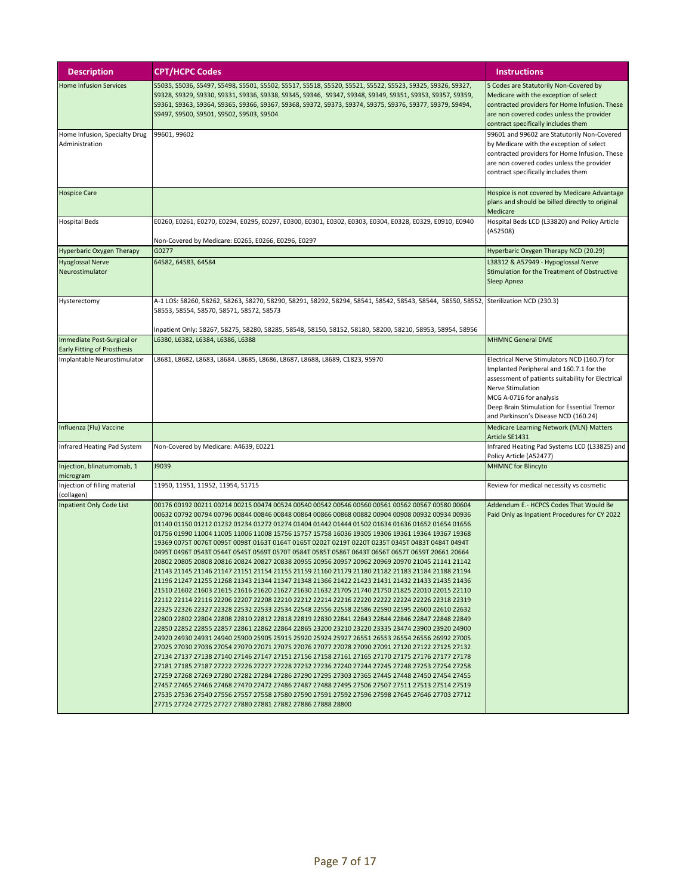| Description | CPT/HCPC Codes | Instructions |
| --- | --- | --- |
| Home Infusion Services | S5035, S5036, S5497, S5498, S5501, S5502, S5517, S5518, S5520, S5521, S5522, S5523, S9325, S9326, S9327, S9328, S9329, S9330, S9331, S9336, S9338, S9345, S9346, S9347, S9348, S9349, S9351, S9353, S9357, S9359, S9361, S9363, S9364, S9365, S9366, S9367, S9368, S9372, S9373, S9374, S9375, S9376, S9377, S9379, S9494, S9497, S9500, S9501, S9502, S9503, S9504 | S Codes are Statutorily Non-Covered by Medicare with the exception of select contracted providers for Home Infusion. These are non covered codes unless the provider contract specifically includes them |
| Home Infusion, Specialty Drug Administration | 99601, 99602 | 99601 and 99602 are Statutorily Non-Covered by Medicare with the exception of select contracted providers for Home Infusion. These are non covered codes unless the provider contract specifically includes them |
| Hospice Care | | Hospice is not covered by Medicare Advantage plans and should be billed directly to original Medicare |
| Hospital Beds | E0260, E0261, E0270, E0294, E0295, E0297, E0300, E0301, E0302, E0303, E0304, E0328, E0329, E0910, E0940<br><br>Non-Covered by Medicare: E0265, E0266, E0296, E0297 | Hospital Beds LCD (L33820) and Policy Article (A52508) |
| Hyperbaric Oxygen Therapy | G0277 | Hyperbaric Oxygen Therapy NCD (20.29) |
| Hyoglossal Nerve Neurostimulator | 64582, 64583, 64584 | L38312 & A57949 - Hypoglossal Nerve Stimulation for the Treatment of Obstructive Sleep Apnea |
| Hysterectomy | A-1 LOS: 58260, 58262, 58263, 58270, 58290, 58291, 58292, 58294, 58541, 58542, 58543, 58544, 58550, 58552, 58553, 58554, 58570, 58571, 58572, 58573<br><br>Inpatient Only: 58267, 58275, 58280, 58285, 58548, 58150, 58152, 58180, 58200, 58210, 58953, 58954, 58956 | Sterilization NCD (230.3) |
| Immediate Post-Surgical or Early Fitting of Prosthesis | L6380, L6382, L6384, L6386, L6388 | MHMNC General DME |
| Implantable Neurostimulator | L8681, L8682, L8683, L8684. L8685, L8686, L8687, L8688, L8689, C1823, 95970 | Electrical Nerve Stimulators NCD (160.7) for Implanted Peripheral and 160.7.1 for the assessment of patients suitability for Electrical Nerve Stimulation<br>MCG A-0716 for analysis<br>Deep Brain Stimulation for Essential Tremor and Parkinson's Disease NCD (160.24) |
| Influenza (Flu) Vaccine | | Medicare Learning Network (MLN) Matters Article SE1431 |
| Infrared Heating Pad System | Non-Covered by Medicare: A4639, E0221 | Infrared Heating Pad Systems LCD (L33825) and Policy Article (A52477) |
| Injection, blinatumomab, 1 microgram | J9039 | MHMNC for Blincyto |
| Injection of filling material (collagen) | 11950, 11951, 11952, 11954, 51715 | Review for medical necessity vs cosmetic |
| Inpatient Only Code List | 00176 00192 00211 00214 00215 00474 00524 00540 00542 00546 00560 00561 00562 00567 00580 00604 00632 00792 00794 00796 00844 00846 00848 00864 00866 00868 00882 00904 00908 00932 00934 00936 01140 01150 01212 01232 01234 01272 01274 01404 01442 01444 01502 01634 01636 01652 01654 01656 01756 01990 11004 11005 11006 11008 15756 15757 15758 16036 19305 19306 19361 19364 19367 19368 19369 0075T 0076T 0095T 0098T 0163T 0164T 0165T 0202T 0219T 0220T 0235T 0345T 0483T 0484T 0494T 0495T 0496T 0543T 0544T 0545T 0569T 0570T 0584T 0585T 0586T 0643T 0656T 0657T 0659T 20661 20664 20802 20805 20808 20816 20824 20827 20838 20955 20956 20957 20962 20969 20970 21045 21141 21142 21143 21145 21146 21147 21151 21154 21155 21159 21160 21179 21180 21182 21183 21184 21188 21194 21196 21247 21255 21268 21343 21344 21347 21348 21366 21422 21423 21431 21432 21433 21435 21436 21510 21602 21603 21615 21616 21620 21627 21630 21632 21705 21740 21750 21825 22010 22015 22110 22112 22114 22116 22206 22207 22208 22210 22212 22214 22216 22220 22222 22224 22226 22318 22319 22325 22326 22327 22328 22532 22533 22534 22548 22556 22558 22586 22590 22595 22600 22610 22632 22800 22802 22804 22808 22810 22812 22818 22819 22830 22841 22843 22844 22846 22847 22848 22849 22850 22852 22855 22857 22861 22862 22864 22865 23200 23210 23220 23335 23474 23900 23920 24900 24920 24930 24931 24940 25900 25905 25915 25920 25924 25927 26551 26553 26554 26556 26992 27005 27025 27030 27036 27054 27070 27071 27075 27076 27077 27078 27090 27091 27120 27122 27125 27132 27134 27137 27138 27140 27146 27147 27151 27156 27158 27161 27165 27170 27175 27176 27177 27178 27181 27185 27187 27222 27226 27227 27228 27232 27236 27240 27244 27245 27248 27253 27254 27258 27259 27268 27269 27280 27282 27284 27286 27290 27295 27303 27365 27445 27448 27450 27454 27455 27457 27465 27466 27468 27470 27472 27486 27487 27488 27495 27506 27507 27511 27513 27514 27519 27535 27536 27540 27556 27557 27558 27580 27590 27591 27592 27596 27598 27645 27646 27703 27712 27715 27724 27725 27727 27880 27881 27882 27886 27888 28800 | Addendum E.- HCPCS Codes That Would Be Paid Only as Inpatient Procedures for CY 2022 |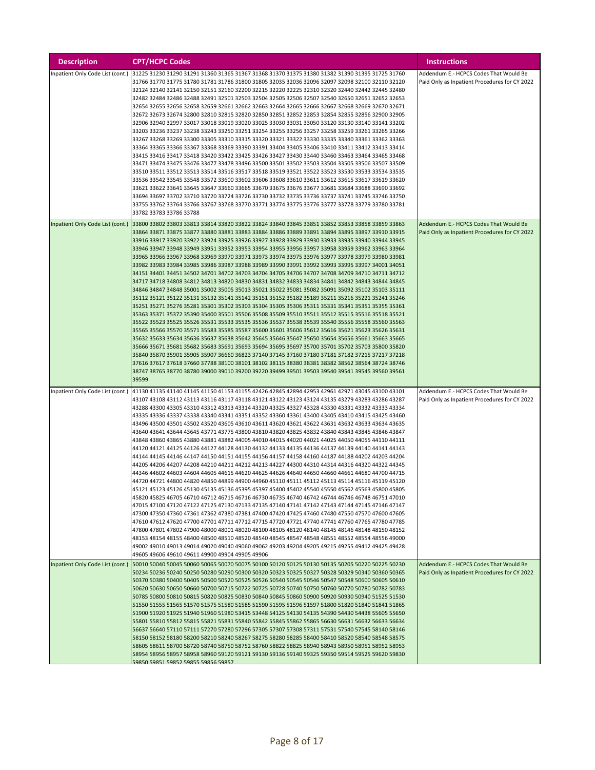| Description | CPT/HCPC Codes | Instructions |
|---|---|---|
| Inpatient Only Code List (cont.) | 31225 31230 31290 31291 31360 31365 31367 31368 31370 31375 31380 31382 31390 31395 31725 31760 31766 31770 31775 31780 31781 31786 31800 31805 32035 32036 32096 32097 32098 32100 32110 32120 32124 32140 32141 32150 32151 32160 32200 32215 32220 32225 32310 32320 32440 32442 32445 32480 32482 32484 32486 32488 32491 32501 32503 32504 32505 32506 32507 32540 32650 32651 32652 32653 32654 32655 32656 32658 32659 32661 32662 32663 32664 32665 32666 32667 32668 32669 32670 32671 32672 32673 32674 32800 32810 32815 32820 32850 32851 32852 32853 32854 32855 32856 32900 32905 32906 32940 32997 33017 33018 33019 33020 33025 33030 33031 33050 33120 33130 33140 33141 33202 33203 33236 33237 33238 33243 33250 33251 33254 33255 33256 33257 33258 33259 33261 33265 33266 33267 33268 33269 33300 33305 33310 33315 33320 33321 33322 33330 33335 33340 33361 33362 33363 33364 33365 33366 33367 33368 33369 33390 33391 33404 33405 33406 33410 33411 33412 33413 33414 33415 33416 33417 33418 33420 33422 33425 33426 33427 33430 33440 33460 33463 33464 33465 33468 33471 33474 33475 33476 33477 33478 33496 33500 33501 33502 33503 33504 33505 33506 33507 33509 33510 33511 33512 33513 33514 33516 33517 33518 33519 33521 33522 33523 33530 33533 33534 33535 33536 33542 33545 33548 33572 33600 33602 33606 33608 33610 33611 33612 33615 33617 33619 33620 33621 33622 33641 33645 33647 33660 33665 33670 33675 33676 33677 33681 33684 33688 33690 33692 33694 33697 33702 33710 33720 33724 33726 33730 33732 33735 33736 33737 33741 33745 33746 33750 33755 33762 33764 33766 33767 33768 33770 33771 33774 33775 33776 33777 33778 33779 33780 33781 33782 33783 33786 33788 | Addendum E.- HCPCS Codes That Would Be Paid Only as Inpatient Procedures for CY 2022 |
| Inpatient Only Code List (cont.) | 33800 33802 33803 33813 33814 33820 33822 33824 33840 33845 33851 33852 33853 33858 33859 33863 33864 33871 33875 33877 33880 33881 33883 33884 33886 33889 33891 33894 33895 33897 33910 33915 33916 33917 33920 33922 33924 33925 33926 33927 33928 33929 33930 33933 33935 33940 33944 33945 33946 33947 33948 33949 33951 33952 33953 33954 33955 33956 33957 33958 33959 33962 33963 33964 33965 33966 33967 33968 33969 33970 33971 33973 33974 33975 33976 33977 33978 33979 33980 33981 33982 33983 33984 33985 33986 33987 33988 33989 33990 33991 33992 33993 33995 33997 34001 34051 34151 34401 34451 34502 34701 34702 34703 34704 34705 34706 34707 34708 34709 34710 34711 34712 34717 34718 34808 34812 34813 34820 34830 34831 34832 34833 34834 34841 34842 34843 34844 34845 34846 34847 34848 35001 35002 35005 35013 35021 35022 35081 35082 35091 35092 35102 35103 35111 35112 35121 35122 35131 35132 35141 35142 35151 35152 35182 35189 35211 35216 35221 35241 35246 35251 35271 35276 35281 35301 35302 35303 35304 35305 35306 35311 35331 35341 35351 35355 35361 35363 35371 35372 35390 35400 35501 35506 35508 35509 35510 35511 35512 35515 35516 35518 35521 35522 35523 35525 35526 35531 35533 35535 35536 35537 35538 35539 35540 35556 35558 35560 35563 35565 35566 35570 35571 35583 35585 35587 35600 35601 35606 35612 35616 35621 35623 35626 35631 35632 35633 35634 35636 35637 35638 35642 35645 35646 35647 35650 35654 35656 35661 35663 35665 35666 35671 35681 35682 35683 35691 35693 35694 35695 35697 35700 35701 35702 35703 35800 35820 35840 35870 35901 35905 35907 36660 36823 37140 37145 37160 37180 37181 37182 37215 37217 37218 37616 37617 37618 37660 37788 38100 38101 38102 38115 38380 38381 38382 38562 38564 38724 38746 38747 38765 38770 38780 39000 39010 39200 39220 39499 39501 39503 39540 39541 39545 39560 39561 39599 | Addendum E.- HCPCS Codes That Would Be Paid Only as Inpatient Procedures for CY 2022 |
| Inpatient Only Code List (cont.) | 41130 41135 41140 41145 41150 41153 41155 42426 42845 42894 42953 42961 42971 43045 43100 43101 43107 43108 43112 43113 43116 43117 43118 43121 43122 43123 43124 43135 43279 43283 43286 43287 43288 43300 43305 43310 43312 43313 43314 43320 43325 43327 43328 43330 43331 43332 43333 43334 43335 43336 43337 43338 43340 43341 43351 43352 43360 43361 43400 43405 43410 43415 43425 43460 43496 43500 43501 43502 43520 43605 43610 43611 43620 43621 43622 43631 43632 43633 43634 43635 43640 43641 43644 43645 43771 43775 43800 43810 43820 43825 43832 43840 43843 43845 43846 43847 43848 43860 43865 43880 43881 43882 44005 44010 44015 44020 44021 44025 44050 44055 44110 44111 44120 44121 44125 44126 44127 44128 44130 44132 44133 44135 44136 44137 44139 44140 44141 44143 44144 44145 44146 44147 44150 44151 44155 44156 44157 44158 44160 44187 44188 44202 44203 44204 44205 44206 44207 44208 44210 44211 44212 44213 44227 44300 44310 44314 44316 44320 44322 44345 44346 44602 44603 44604 44605 44615 44620 44625 44626 44640 44650 44660 44661 44680 44700 44715 44720 44721 44800 44820 44850 44899 44900 44960 45110 45111 45112 45113 45114 45116 45119 45120 45121 45123 45126 45130 45135 45136 45395 45397 45400 45402 45540 45550 45562 45563 45800 45805 45820 45825 46705 46710 46712 46715 46716 46730 46735 46740 46742 46744 46746 46748 46751 47010 47015 47100 47120 47122 47125 47130 47133 47135 47140 47141 47142 47143 47144 47145 47146 47147 47300 47350 47360 47361 47362 47380 47381 47400 47420 47425 47460 47480 47550 47570 47600 47605 47610 47612 47620 47700 47701 47711 47712 47715 47720 47721 47740 47741 47760 47765 47780 47785 47800 47801 47802 47900 48000 48001 48020 48100 48105 48120 48140 48145 48146 48148 48150 48152 48153 48154 48155 48400 48500 48510 48520 48540 48545 48547 48548 48551 48552 48554 48556 49000 49002 49010 49013 49014 49020 49040 49060 49062 49203 49204 49205 49215 49255 49412 49425 49428 49605 49606 49610 49611 49900 49904 49905 49906 | Addendum E.- HCPCS Codes That Would Be Paid Only as Inpatient Procedures for CY 2022 |
| Inpatient Only Code List (cont.) | 50010 50040 50045 50060 50065 50070 50075 50100 50120 50125 50130 50135 50205 50220 50225 50230 50234 50236 50240 50250 50280 50290 50300 50320 50323 50325 50327 50328 50329 50340 50360 50365 50370 50380 50400 50405 50500 50520 50525 50526 50540 50545 50546 50547 50548 50600 50605 50610 50620 50630 50650 50660 50700 50715 50722 50725 50728 50740 50750 50760 50770 50780 50782 50783 50785 50800 50810 50815 50820 50825 50830 50840 50845 50860 50900 50920 50930 50940 51525 51530 51550 51555 51565 51570 51575 51580 51585 51590 51595 51596 51597 51800 51820 51840 51841 51865 51900 51920 51925 51940 51960 51980 53415 53448 54125 54130 54135 54390 54430 54438 55605 55650 55801 55810 55812 55815 55821 55831 55840 55842 55845 55862 55865 56630 56631 56632 56633 56634 56637 56640 57110 57111 57270 57280 57296 57305 57307 57308 57311 57531 57540 57545 58140 58146 58150 58152 58180 58200 58210 58240 58267 58275 58280 58285 58400 58410 58520 58540 58548 58575 58605 58611 58700 58720 58740 58750 58752 58760 58822 58825 58940 58943 58950 58951 58952 58953 58954 58956 58957 58958 58960 59120 59121 59130 59136 59140 59325 59350 59514 59525 59620 59830 59850 59851 59852 59855 59856 59857 | Addendum E.- HCPCS Codes That Would Be Paid Only as Inpatient Procedures for CY 2022 |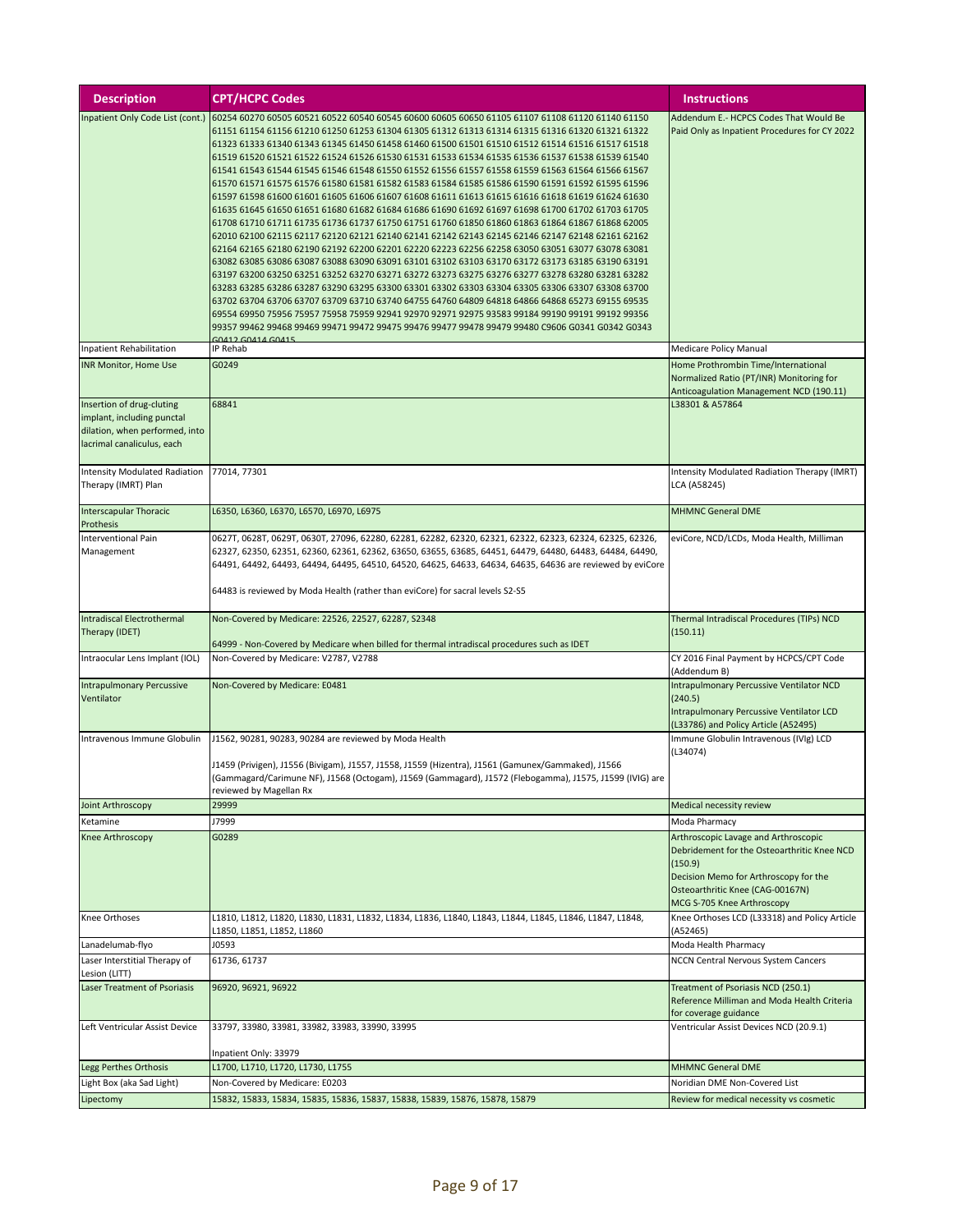| Description | CPT/HCPC Codes | Instructions |
| --- | --- | --- |
| Inpatient Only Code List (cont.) | 60254 60270 60505 60521 60522 60540 60545 60600 60605 60650 61105 61107 61108 61120 61140 61150 61151 61154 61156 61210 61250 61253 61304 61305 61312 61313 61314 61315 61316 61320 61321 61322 61323 61333 61340 61343 61345 61450 61458 61460 61500 61501 61510 61512 61514 61516 61517 61518 61519 61520 61521 61522 61524 61526 61530 61531 61533 61534 61535 61536 61537 61538 61539 61540 61541 61543 61544 61545 61546 61548 61550 61552 61556 61557 61558 61559 61563 61564 61566 61567 61570 61571 61575 61576 61580 61581 61582 61583 61584 61585 61586 61590 61591 61592 61595 61596 61597 61598 61600 61601 61605 61606 61607 61608 61611 61613 61615 61616 61618 61619 61624 61630 61635 61645 61650 61651 61680 61682 61684 61686 61690 61692 61697 61698 61700 61702 61703 61705 61708 61710 61711 61735 61736 61737 61750 61751 61760 61850 61860 61863 61864 61867 61868 62005 62010 62100 62115 62117 62120 62121 62140 62141 62142 62143 62145 62146 62147 62148 62161 62162 62164 62165 62180 62190 62192 62200 62201 62220 62223 62256 62258 63050 63051 63077 63078 63081 63082 63085 63086 63087 63088 63090 63091 63101 63102 63103 63170 63172 63173 63185 63190 63191 63197 63200 63250 63251 63252 63270 63271 63272 63273 63275 63276 63277 63278 63280 63281 63282 63283 63285 63286 63287 63290 63295 63300 63301 63302 63303 63304 63305 63306 63307 63308 63700 63702 63704 63706 63707 63709 63710 63740 64755 64760 64809 64818 64866 64868 65273 69155 69535 69554 69950 75956 75957 75958 75959 92941 92970 92971 92975 93583 99184 99190 99191 99192 99356 99357 99462 99468 99469 99471 99472 99475 99476 99477 99478 99479 99480 C9606 G0341 G0342 G0343 G0412 G0414 G0415 | Addendum E.- HCPCS Codes That Would Be Paid Only as Inpatient Procedures for CY 2022 |
| Inpatient Rehabilitation | IP Rehab | Medicare Policy Manual |
| INR Monitor, Home Use | G0249 | Home Prothrombin Time/International Normalized Ratio (PT/INR) Monitoring for Anticoagulation Management NCD (190.11) |
| Insertion of drug-cluting implant, including punctal dilation, when performed, into lacrimal canaliculus, each | 68841 | L38301 & A57864 |
| Intensity Modulated Radiation Therapy (IMRT) Plan | 77014, 77301 | Intensity Modulated Radiation Therapy (IMRT) LCA (A58245) |
| Interscapular Thoracic Prothesis | L6350, L6360, L6370, L6570, L6970, L6975 | MHMNC General DME |
| Interventional Pain Management | 0627T, 0628T, 0629T, 0630T, 27096, 62280, 62281, 62282, 62320, 62321, 62322, 62323, 62324, 62325, 62326, 62327, 62350, 62351, 62360, 62361, 62362, 63650, 63655, 63685, 64451, 64479, 64480, 64483, 64484, 64490, 64491, 64492, 64493, 64494, 64495, 64510, 64520, 64625, 64633, 64634, 64635, 64636 are reviewed by eviCore<br><br>64483 is reviewed by Moda Health (rather than eviCore) for sacral levels S2-S5 | eviCore, NCD/LCDs, Moda Health, Milliman |
| Intradiscal Electrothermal Therapy (IDET) | Non-Covered by Medicare: 22526, 22527, 62287, S2348<br><br>64999 - Non-Covered by Medicare when billed for thermal intradiscal procedures such as IDET | Thermal Intradiscal Procedures (TIPs) NCD (150.11) |
| Intraocular Lens Implant (IOL) | Non-Covered by Medicare: V2787, V2788 | CY 2016 Final Payment by HCPCS/CPT Code (Addendum B) |
| Intrapulmonary Percussive Ventilator | Non-Covered by Medicare: E0481 | Intrapulmonary Percussive Ventilator NCD (240.5)<br>Intrapulmonary Percussive Ventilator LCD (L33786) and Policy Article (A52495) |
| Intravenous Immune Globulin | J1562, 90281, 90283, 90284 are reviewed by Moda Health<br><br>J1459 (Privigen), J1556 (Bivigam), J1557, J1558, J1559 (Hizentra), J1561 (Gamunex/Gammaked), J1566 (Gammagard/Carimune NF), J1568 (Octogam), J1569 (Gammagard), J1572 (Flebogamma), J1575, J1599 (IVIG) are reviewed by Magellan Rx | Immune Globulin Intravenous (IVIg) LCD (L34074) |
| Joint Arthroscopy | 29999 | Medical necessity review |
| Ketamine | J7999 | Moda Pharmacy |
| Knee Arthroscopy | G0289 | Arthroscopic Lavage and Arthroscopic Debridement for the Osteoarthritic Knee NCD (150.9)<br>Decision Memo for Arthroscopy for the Osteoarthritic Knee (CAG-00167N)<br>MCG S-705 Knee Arthroscopy |
| Knee Orthoses | L1810, L1812, L1820, L1830, L1831, L1832, L1834, L1836, L1840, L1843, L1844, L1845, L1846, L1847, L1848, L1850, L1851, L1852, L1860 | Knee Orthoses LCD (L33318) and Policy Article (A52465) |
| Lanadelumab-flyo | J0593 | Moda Health Pharmacy |
| Laser Interstitial Therapy of Lesion (LITT) | 61736, 61737 | NCCN Central Nervous System Cancers |
| Laser Treatment of Psoriasis | 96920, 96921, 96922 | Treatment of Psoriasis NCD (250.1)<br>Reference Milliman and Moda Health Criteria for coverage guidance |
| Left Ventricular Assist Device | 33797, 33980, 33981, 33982, 33983, 33990, 33995<br><br>Inpatient Only: 33979 | Ventricular Assist Devices NCD (20.9.1) |
| Legg Perthes Orthosis | L1700, L1710, L1720, L1730, L1755 | MHMNC General DME |
| Light Box (aka Sad Light) | Non-Covered by Medicare: E0203 | Noridian DME Non-Covered List |
| Lipectomy | 15832, 15833, 15834, 15835, 15836, 15837, 15838, 15839, 15876, 15878, 15879 | Review for medical necessity vs cosmetic |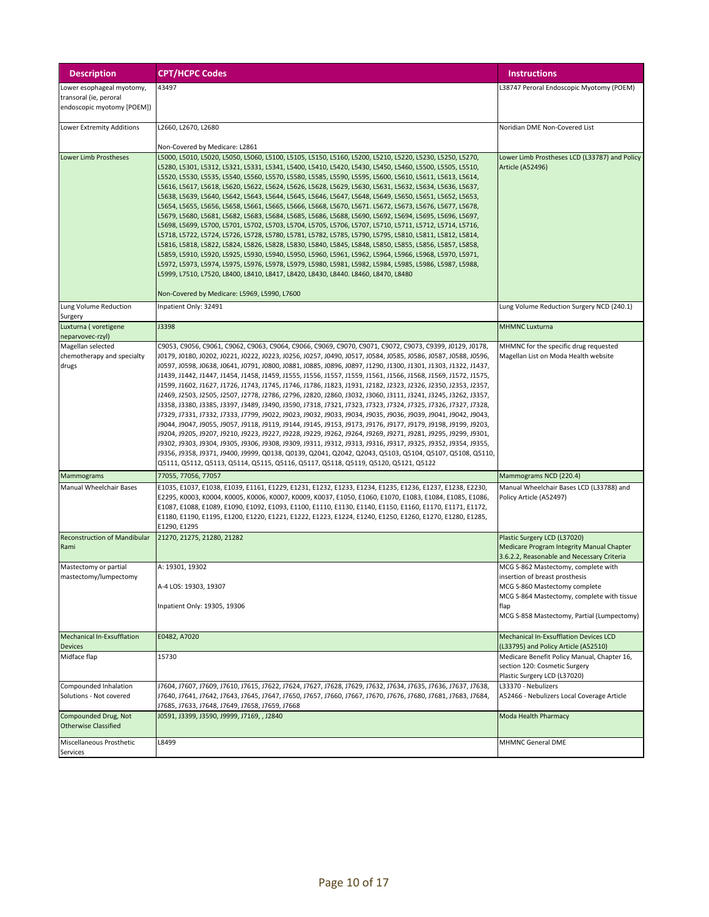| Description | CPT/HCPC Codes | Instructions |
| --- | --- | --- |
| Lower esophageal myotomy, transoral (ie, peroral endoscopic myotomy [POEM]) | 43497 | L38747 Peroral Endoscopic Myotomy (POEM) |
| Lower Extremity Additions | L2660, L2670, L2680<br><br>Non-Covered by Medicare: L2861 | Noridian DME Non-Covered List |
| Lower Limb Prostheses | L5000, L5010, L5020, L5050, L5060, L5100, L5105, L5150, L5160, L5200, L5210, L5220, L5230, L5250, L5270, L5280, L5301, L5312, L5321, L5331, L5341, L5400, L5410, L5420, L5430, L5450, L5460, L5500, L5505, L5510, L5520, L5530, L5535, L5540, L5560, L5570, L5580, L5585, L5590, L5595, L5600, L5610, L5611, L5613, L5614, L5616, L5617, L5618, L5620, L5622, L5624, L5626, L5628, L5629, L5630, L5631, L5632, L5634, L5636, L5637, L5638, L5639, L5640, L5642, L5643, L5644, L5645, L5646, L5647, L5648, L5649, L5650, L5651, L5652, L5653, L5654, L5655, L5656, L5658, L5661, L5665, L5666, L5668, L5670, L5671. L5672, L5673, L5676, L5677, L5678, L5679, L5680, L5681, L5682, L5683, L5684, L5685, L5686, L5688, L5690, L5692, L5694, L5695, L5696, L5697, L5698, L5699, L5700, L5701, L5702, L5703, L5704, L5705, L5706, L5707, L5710, L5711, L5712, L5714, L5716, L5718, L5722, L5724, L5726, L5728, L5780, L5781, L5782, L5785, L5790, L5795, L5810, L5811, L5812, L5814, L5816, L5818, L5822, L5824, L5826, L5828, L5830, L5840, L5845, L5848, L5850, L5855, L5856, L5857, L5858, L5859, L5910, L5920, L5925, L5930, L5940, L5950, L5960, L5961, L5962, L5964, L5966, L5968, L5970, L5971, L5972, L5973, L5974, L5975, L5976, L5978, L5979, L5980, L5981, L5982, L5984, L5985, L5986, L5987, L5988, L5999, L7510, L7520, L8400, L8410, L8417, L8420, L8430, L8440. L8460, L8470, L8480<br><br>Non-Covered by Medicare: L5969, L5990, L7600 | Lower Limb Prostheses LCD (L33787) and Policy Article (A52496) |
| Lung Volume Reduction Surgery | Inpatient Only: 32491 | Lung Volume Reduction Surgery NCD (240.1) |
| Luxturna ( voretigene neparvovec-rzyl) | J3398 | MHMNC Luxturna |
| Magellan selected chemotherapy and specialty drugs | C9053, C9056, C9061, C9062, C9063, C9064, C9066, C9069, C9070, C9071, C9072, C9073, C9399, J0129, J0178, J0179, J0180, J0202, J0221, J0222, J0223, J0256, J0257, J0490, J0517, J0584, J0585, J0586, J0587, J0588, J0596, J0597, J0598, J0638, J0641, J0791, J0800, J0881, J0885, J0896, J0897, J1290, J1300, J1301, J1303, J1322, J1437, J1439, J1442, J1447, J1454, J1458, J1459, J1555, J1556, J1557, J1559, J1561, J1566, J1568, J1569, J1572, J1575, J1599, J1602, J1627, J1726, J1743, J1745, J1746, J1786, J1823, J1931, J2182, J2323, J2326, J2350, J2353, J2357, J2469, J2503, J2505, J2507, J2778, J2786, J2796, J2820, J2860, J3032, J3060, J3111, J3241, J3245, J3262, J3357, J3358, J3380, J3385, J3397, J3489, J3490, J3590, J7318, J7321, J7323, J7323, J7324, J7325, J7326, J7327, J7328, J7329, J7331, J7332, J7333, J7799, J9022, J9023, J9032, J9033, J9034, J9035, J9036, J9039, J9041, J9042, J9043, J9044, J9047, J9055, J9057, J9118, J9119, J9144, J9145, J9153, J9173, J9176, J9177, J9179, J9198, J9199, J9203, J9204, J9205, J9207, J9210, J9223, J9227, J9228, J9229, J9262, J9264, J9269, J9271, J9281, J9295, J9299, J9301, J9302, J9303, J9304, J9305, J9306, J9308, J9309, J9311, J9312, J9313, J9316, J9317, J9325, J9352, J9354, J9355, J9356, J9358, J9371, J9400, J9999, Q0138, Q0139, Q2041, Q2042, Q2043, Q5103, Q5104, Q5107, Q5108, Q5110, Q5111, Q5112, Q5113, Q5114, Q5115, Q5116, Q5117, Q5118, Q5119, Q5120, Q5121, Q5122 | MHMNC for the specific drug requested<br>Magellan List on Moda Health website |
| Mammograms | 77055, 77056, 77057 | Mammograms NCD (220.4) |
| Manual Wheelchair Bases | E1035, E1037, E1038, E1039, E1161, E1229, E1231, E1232, E1233, E1234, E1235, E1236, E1237, E1238, E2230, E2295, K0003, K0004, K0005, K0006, K0007, K0009, K0037, E1050, E1060, E1070, E1083, E1084, E1085, E1086, E1087, E1088, E1089, E1090, E1092, E1093, E1100, E1110, E1130, E1140, E1150, E1160, E1170, E1171, E1172, E1180, E1190, E1195, E1200, E1220, E1221, E1222, E1223, E1224, E1240, E1250, E1260, E1270, E1280, E1285, E1290, E1295 | Manual Wheelchair Bases LCD (L33788) and Policy Article (A52497) |
| Reconstruction of Mandibular Rami | 21270, 21275, 21280, 21282 | Plastic Surgery LCD (L37020)<br>Medicare Program Integrity Manual Chapter 3.6.2.2, Reasonable and Necessary Criteria |
| Mastectomy or partial mastectomy/lumpectomy | A: 19301, 19302<br><br>A-4 LOS: 19303, 19307<br><br>Inpatient Only: 19305, 19306 | MCG S-862 Mastectomy, complete with insertion of breast prosthesis<br>MCG S-860 Mastectomy complete<br>MCG S-864 Mastectomy, complete with tissue flap<br>MCG S-858 Mastectomy, Partial (Lumpectomy) |
| Mechanical In-Exsufflation Devices | E0482, A7020 | Mechanical In-Exsufflation Devices LCD (L33795) and Policy Article (A52510) |
| Midface flap | 15730 | Medicare Benefit Policy Manual, Chapter 16, section 120: Cosmetic Surgery<br>Plastic Surgery LCD (L37020) |
| Compounded Inhalation Solutions - Not covered | J7604, J7607, J7609, J7610, J7615, J7622, J7624, J7627, J7628, J7629, J7632, J7634, J7635, J7636, J7637, J7638, J7640, J7641, J7642, J7643, J7645, J7647, J7650, J7657, J7660, J7667, J7670, J7676, J7680, J7681, J7683, J7684, J7685, J7633, J7648, J7649, J7658, J7659, J7668 | L33370 - Nebulizers<br>A52466 - Nebulizers Local Coverage Article |
| Compounded Drug, Not Otherwise Classified | J0591, J3399, J3590, J9999, J7169, , J2840 | Moda Health Pharmacy |
| Miscellaneous Prosthetic Services | L8499 | MHMNC General DME |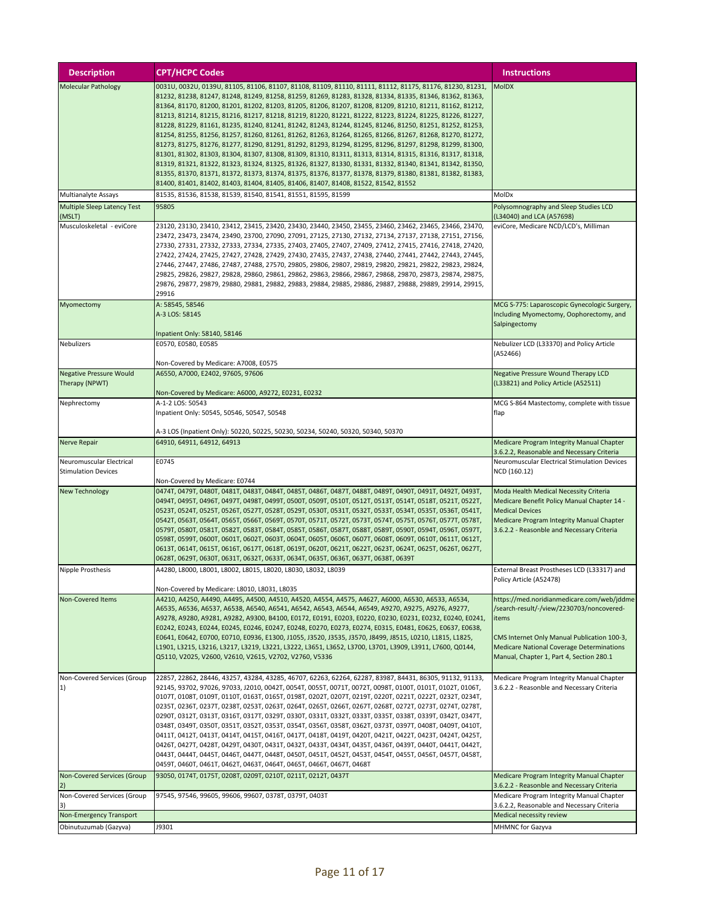| Description | CPT/HCPC Codes | Instructions |
|---|---|---|
| Molecular Pathology | 0031U, 0032U, 0139U, 81105, 81106, 81107, 81108, 81109, 81110, 81111, 81112, 81175, 81176, 81230, 81231, 81232, 81238, 81247, 81248, 81249, 81258, 81259, 81269, 81283, 81328, 81334, 81335, 81346, 81362, 81363, 81364, 81170, 81200, 81201, 81202, 81203, 81205, 81206, 81207, 81208, 81209, 81210, 81211, 81162, 81212, 81213, 81214, 81215, 81216, 81217, 81218, 81219, 81220, 81221, 81222, 81223, 81224, 81225, 81226, 81227, 81228, 81229, 81161, 81235, 81240, 81241, 81242, 81243, 81244, 81245, 81246, 81250, 81251, 81252, 81253, 81254, 81255, 81256, 81257, 81260, 81261, 81262, 81263, 81264, 81265, 81266, 81267, 81268, 81270, 81272, 81273, 81275, 81276, 81277, 81290, 81291, 81292, 81293, 81294, 81295, 81296, 81297, 81298, 81299, 81300, 81301, 81302, 81303, 81304, 81307, 81308, 81309, 81310, 81311, 81313, 81314, 81315, 81316, 81317, 81318, 81319, 81321, 81322, 81323, 81324, 81325, 81326, 81327, 81330, 81331, 81332, 81340, 81341, 81342, 81350, 81355, 81370, 81371, 81372, 81373, 81374, 81375, 81376, 81377, 81378, 81379, 81380, 81381, 81382, 81383, 81400, 81401, 81402, 81403, 81404, 81405, 81406, 81407, 81408, 81522, 81542, 81552 | MolDX |
| Multianalyte Assays | 81535, 81536, 81538, 81539, 81540, 81541, 81551, 81595, 81599 | MolDx |
| Multiple Sleep Latency Test (MSLT) | 95805 | Polysomnography and Sleep Studies LCD (L34040) and LCA (A57698) |
| Musculoskeletal - eviCore | 23120, 23130, 23410, 23412, 23415, 23420, 23430, 23440, 23450, 23455, 23460, 23462, 23465, 23466, 23470, 23472, 23473, 23474, 23490, 23700, 27090, 27091, 27125, 27130, 27132, 27134, 27137, 27138, 27151, 27156, 27330, 27331, 27332, 27333, 27334, 27335, 27403, 27405, 27407, 27409, 27412, 27415, 27416, 27418, 27420, 27422, 27424, 27425, 27427, 27428, 27429, 27430, 27435, 27437, 27438, 27440, 27441, 27442, 27443, 27445, 27446, 27447, 27486, 27487, 27488, 27570, 29805, 29806, 29807, 29819, 29820, 29821, 29822, 29823, 29824, 29825, 29826, 29827, 29828, 29860, 29861, 29862, 29863, 29866, 29867, 29868, 29870, 29873, 29874, 29875, 29876, 29877, 29879, 29880, 29881, 29882, 29883, 29884, 29885, 29886, 29887, 29888, 29889, 29914, 29915, 29916 | eviCore, Medicare NCD/LCD's, Milliman |
| Myomectomy | A: 58545, 58546<br>A-3 LOS: 58145<br><br>Inpatient Only: 58140, 58146 | MCG S-775: Laparoscopic Gynecologic Surgery, Including Myomectomy, Oophorectomy, and Salpingectomy |
| Nebulizers | E0570, E0580, E0585<br><br>Non-Covered by Medicare: A7008, E0575 | Nebulizer LCD (L33370) and Policy Article (A52466) |
| Negative Pressure Would Therapy (NPWT) | A6550, A7000, E2402, 97605, 97606<br><br>Non-Covered by Medicare: A6000, A9272, E0231, E0232 | Negative Pressure Wound Therapy LCD (L33821) and Policy Article (A52511) |
| Nephrectomy | A-1-2 LOS: 50543<br>Inpatient Only: 50545, 50546, 50547, 50548<br><br>A-3 LOS (Inpatient Only): 50220, 50225, 50230, 50234, 50240, 50320, 50340, 50370 | MCG S-864 Mastectomy, complete with tissue flap |
| Nerve Repair | 64910, 64911, 64912, 64913 | Medicare Program Integrity Manual Chapter 3.6.2.2, Reasonable and Necessary Criteria |
| Neuromuscular Electrical Stimulation Devices | E0745<br><br>Non-Covered by Medicare: E0744 | Neuromuscular Electrical Stimulation Devices NCD (160.12) |
| New Technology | 0474T, 0479T, 0480T, 0481T, 0483T, 0484T, 0485T, 0486T, 0487T, 0488T, 0489T, 0490T, 0491T, 0492T, 0493T, 0494T, 0495T, 0496T, 0497T, 0498T, 0499T, 0500T, 0509T, 0510T, 0512T, 0513T, 0514T, 0518T, 0521T, 0522T, 0523T, 0524T, 0525T, 0526T, 0527T, 0528T, 0529T, 0530T, 0531T, 0532T, 0533T, 0534T, 0535T, 0536T, 0541T, 0542T, 0563T, 0564T, 0565T, 0566T, 0569T, 0570T, 0571T, 0572T, 0573T, 0574T, 0575T, 0576T, 0577T, 0578T, 0579T, 0580T, 0581T, 0582T, 0583T, 0584T, 0585T, 0586T, 0587T, 0588T, 0589T, 0590T, 0594T, 0596T, 0597T, 0598T, 0599T, 0600T, 0601T, 0602T, 0603T, 0604T, 0605T, 0606T, 0607T, 0608T, 0609T, 0610T, 0611T, 0612T, 0613T, 0614T, 0615T, 0616T, 0617T, 0618T, 0619T, 0620T, 0621T, 0622T, 0623T, 0624T, 0625T, 0626T, 0627T, 0628T, 0629T, 0630T, 0631T, 0632T, 0633T, 0634T, 0635T, 0636T, 0637T, 0638T, 0639T | Moda Health Medical Necessity Criteria<br>Medicare Benefit Policy Manual Chapter 14 - Medical Devices<br>Medicare Program Integrity Manual Chapter 3.6.2.2 - Reasonble and Necessary Criteria |
| Nipple Prosthesis | A4280, L8000, L8001, L8002, L8015, L8020, L8030, L8032, L8039<br><br>Non-Covered by Medicare: L8010, L8031, L8035 | External Breast Prostheses LCD (L33317) and Policy Article (A52478) |
| Non-Covered Items | A4210, A4250, A4490, A4495, A4500, A4510, A4520, A4554, A4575, A4627, A6000, A6530, A6533, A6534, A6535, A6536, A6537, A6538, A6540, A6541, A6542, A6543, A6544, A6549, A9270, A9275, A9276, A9277, A9278, A9280, A9281, A9282, A9300, B4100, E0172, E0191, E0203, E0220, E0230, E0231, E0232, E0240, E0241, E0242, E0243, E0244, E0245, E0246, E0247, E0248, E0270, E0273, E0274, E0315, E0481, E0625, E0637, E0638, E0641, E0642, E0700, E0710, E0936, E1300, J1055, J3520, J3535, J3570, J8499, J8515, L0210, L1815, L1825, L1901, L3215, L3216, L3217, L3219, L3221, L3222, L3651, L3652, L3700, L3701, L3909, L3911, L7600, Q0144, Q5110, V2025, V2600, V2610, V2615, V2702, V2760, V5336 | https://med.noridianmedicare.com/web/jddme/search-result/-/view/2230703/noncovered-items<br><br>CMS Internet Only Manual Publication 100-3, Medicare National Coverage Determinations Manual, Chapter 1, Part 4, Section 280.1 |
| Non-Covered Services (Group 1) | 22857, 22862, 28446, 43257, 43284, 43285, 46707, 62263, 62264, 62287, 83987, 84431, 86305, 91132, 91133, 92145, 93702, 97026, 97033, J2010, 0042T, 0054T, 0055T, 0071T, 0072T, 0098T, 0100T, 0101T, 0102T, 0106T, 0107T, 0108T, 0109T, 0110T, 0163T, 0165T, 0198T, 0202T, 0207T, 0219T, 0220T, 0221T, 0222T, 0232T, 0234T, 0235T, 0236T, 0237T, 0238T, 0253T, 0263T, 0264T, 0265T, 0266T, 0267T, 0268T, 0272T, 0273T, 0274T, 0278T, 0290T, 0312T, 0313T, 0316T, 0317T, 0329T, 0330T, 0331T, 0332T, 0333T, 0335T, 0338T, 0339T, 0342T, 0347T, 0348T, 0349T, 0350T, 0351T, 0352T, 0353T, 0354T, 0356T, 0358T, 0362T, 0373T, 0397T, 0408T, 0409T, 0410T, 0411T, 0412T, 0413T, 0414T, 0415T, 0416T, 0417T, 0418T, 0419T, 0420T, 0421T, 0422T, 0423T, 0424T, 0425T, 0426T, 0427T, 0428T, 0429T, 0430T, 0431T, 0432T, 0433T, 0434T, 0435T, 0436T, 0439T, 0440T, 0441T, 0442T, 0443T, 0444T, 0445T, 0446T, 0447T, 0448T, 0450T, 0451T, 0452T, 0453T, 0454T, 0455T, 0456T, 0457T, 0458T, 0459T, 0460T, 0461T, 0462T, 0463T, 0464T, 0465T, 0466T, 0467T, 0468T | Medicare Program Integrity Manual Chapter 3.6.2.2 - Reasonble and Necessary Criteria |
| Non-Covered Services (Group 2) | 93050, 0174T, 0175T, 0208T, 0209T, 0210T, 0211T, 0212T, 0437T | Medicare Program Integrity Manual Chapter 3.6.2.2 - Reasonble and Necessary Criteria |
| Non-Covered Services (Group 3) | 97545, 97546, 99605, 99606, 99607, 0378T, 0379T, 0403T | Medicare Program Integrity Manual Chapter 3.6.2.2, Reasonable and Necessary Criteria |
| Non-Emergency Transport | | Medical necessity review |
| Obinutuzumab (Gazyva) | J9301 | MHMNC for Gazyva |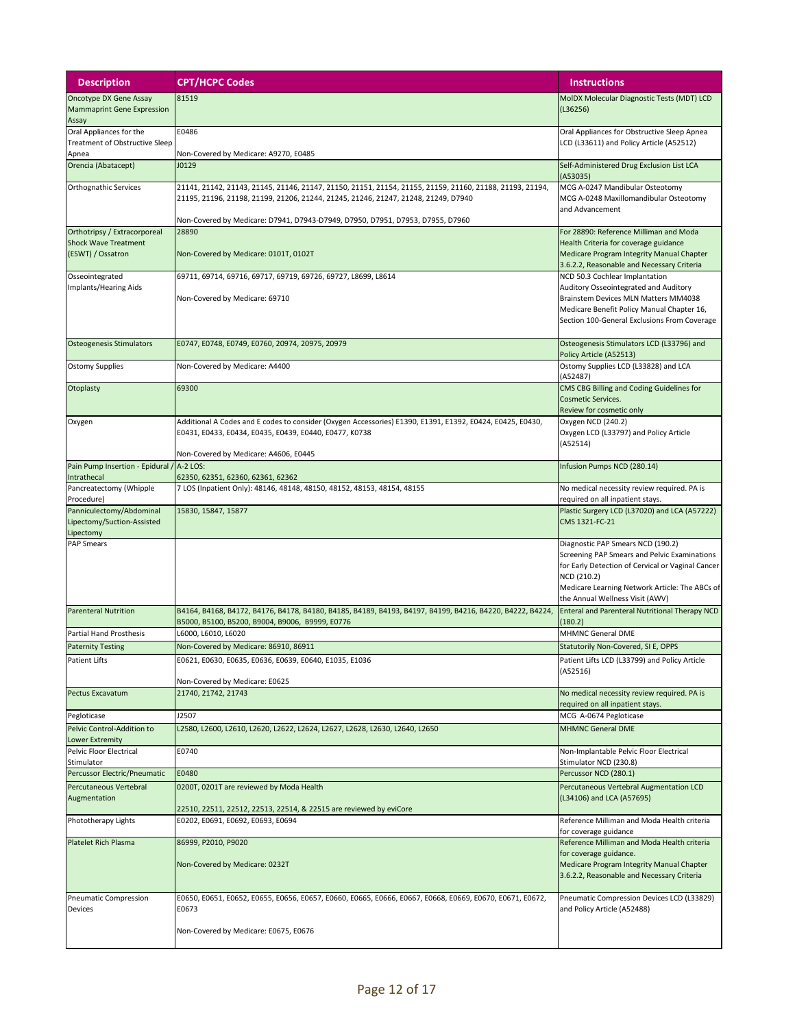| Description | CPT/HCPC Codes | Instructions |
|---|---|---|
| Oncotype DX Gene Assay Mammaprint Gene Expression Assay | 81519 | MolDX Molecular Diagnostic Tests (MDT) LCD (L36256) |
| Oral Appliances for the Treatment of Obstructive Sleep Apnea | E0486<br><br>Non-Covered by Medicare: A9270, E0485 | Oral Appliances for Obstructive Sleep Apnea LCD (L33611) and Policy Article (A52512) |
| Orencia (Abatacept) | J0129 | Self-Administered Drug Exclusion List LCA (A53035) |
| Orthognathic Services | 21141, 21142, 21143, 21145, 21146, 21147, 21150, 21151, 21154, 21155, 21159, 21160, 21188, 21193, 21194, 21195, 21196, 21198, 21199, 21206, 21244, 21245, 21246, 21247, 21248, 21249, D7940<br><br>Non-Covered by Medicare: D7941, D7943-D7949, D7950, D7951, D7953, D7955, D7960 | MCG A-0247 Mandibular Osteotomy<br>MCG A-0248 Maxillomandibular Osteotomy and Advancement |
| Orthotripsy / Extracorporeal Shock Wave Treatment (ESWT) / Ossatron | 28890<br><br>Non-Covered by Medicare: 0101T, 0102T | For 28890: Reference Milliman and Moda Health Criteria for coverage guidance<br>Medicare Program Integrity Manual Chapter 3.6.2.2, Reasonable and Necessary Criteria |
| Osseointegrated Implants/Hearing Aids | 69711, 69714, 69716, 69717, 69719, 69726, 69727, L8699, L8614<br><br>Non-Covered by Medicare: 69710 | NCD 50.3 Cochlear Implantation<br>Auditory Osseointegrated and Auditory Brainstem Devices MLN Matters MM4038<br>Medicare Benefit Policy Manual Chapter 16, Section 100-General Exclusions From Coverage |
| Osteogenesis Stimulators | E0747, E0748, E0749, E0760, 20974, 20975, 20979 | Osteogenesis Stimulators LCD (L33796) and Policy Article (A52513) |
| Ostomy Supplies | Non-Covered by Medicare: A4400 | Ostomy Supplies LCD (L33828) and LCA (A52487) |
| Otoplasty | 69300 | CMS CBG Billing and Coding Guidelines for Cosmetic Services.<br>Review for cosmetic only |
| Oxygen | Additional A Codes and E codes to consider (Oxygen Accessories) E1390, E1391, E1392, E0424, E0425, E0430, E0431, E0433, E0434, E0435, E0439, E0440, E0477, K0738<br><br>Non-Covered by Medicare: A4606, E0445 | Oxygen NCD (240.2)<br>Oxygen LCD (L33797) and Policy Article (A52514) |
| Pain Pump Insertion - Epidural / Intrathecal | A-2 LOS:<br>62350, 62351, 62360, 62361, 62362 | Infusion Pumps NCD (280.14) |
| Pancreatectomy (Whipple Procedure) | 7 LOS (Inpatient Only): 48146, 48148, 48150, 48152, 48153, 48154, 48155 | No medical necessity review required. PA is required on all inpatient stays. |
| Panniculectomy/Abdominal Lipectomy/Suction-Assisted Lipectomy | 15830, 15847, 15877 | Plastic Surgery LCD (L37020) and LCA (A57222)<br>CMS 1321-FC-21 |
| PAP Smears | | Diagnostic PAP Smears NCD (190.2)<br>Screening PAP Smears and Pelvic Examinations for Early Detection of Cervical or Vaginal Cancer NCD (210.2)<br>Medicare Learning Network Article: The ABCs of the Annual Wellness Visit (AWV) |
| Parenteral Nutrition | B4164, B4168, B4172, B4176, B4178, B4180, B4185, B4189, B4193, B4197, B4199, B4216, B4220, B4222, B4224, B5000, B5100, B5200, B9004, B9006, B9999, E0776 | Enteral and Parenteral Nutritional Therapy NCD (180.2) |
| Partial Hand Prosthesis | L6000, L6010, L6020 | MHMNC General DME |
| Paternity Testing | Non-Covered by Medicare: 86910, 86911 | Statutorily Non-Covered, SI E, OPPS |
| Patient Lifts | E0621, E0630, E0635, E0636, E0639, E0640, E1035, E1036<br><br>Non-Covered by Medicare: E0625 | Patient Lifts LCD (L33799) and Policy Article (A52516) |
| Pectus Excavatum | 21740, 21742, 21743 | No medical necessity review required. PA is required on all inpatient stays. |
| Pegloticase | J2507 | MCG A-0674 Pegloticase |
| Pelvic Control-Addition to Lower Extremity | L2580, L2600, L2610, L2620, L2622, L2624, L2627, L2628, L2630, L2640, L2650 | MHMNC General DME |
| Pelvic Floor Electrical Stimulator | E0740 | Non-Implantable Pelvic Floor Electrical Stimulator NCD (230.8) |
| Percussor Electric/Pneumatic | E0480 | Percussor NCD (280.1) |
| Percutaneous Vertebral Augmentation | 0200T, 0201T are reviewed by Moda Health<br><br>22510, 22511, 22512, 22513, 22514, & 22515 are reviewed by eviCore | Percutaneous Vertebral Augmentation LCD (L34106) and LCA (A57695) |
| Phototherapy Lights | E0202, E0691, E0692, E0693, E0694 | Reference Milliman and Moda Health criteria for coverage guidance |
| Platelet Rich Plasma | 86999, P2010, P9020<br><br>Non-Covered by Medicare: 0232T | Reference Milliman and Moda Health criteria for coverage guidance.<br>Medicare Program Integrity Manual Chapter 3.6.2.2, Reasonable and Necessary Criteria |
| Pneumatic Compression Devices | E0650, E0651, E0652, E0655, E0656, E0657, E0660, E0665, E0666, E0667, E0668, E0669, E0670, E0671, E0672, E0673<br><br>Non-Covered by Medicare: E0675, E0676 | Pneumatic Compression Devices LCD (L33829) and Policy Article (A52488) |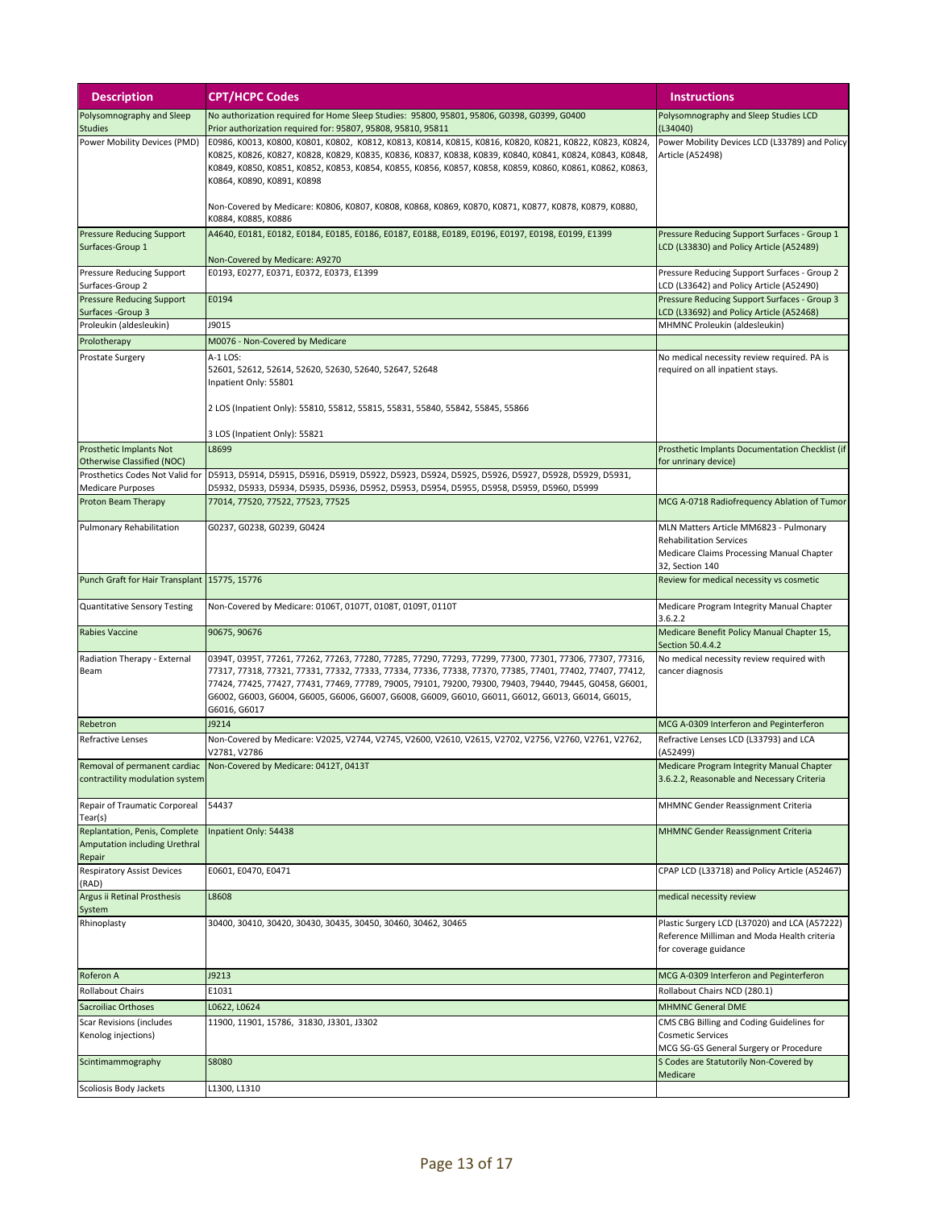| Description | CPT/HCPC Codes | Instructions |
|---|---|---|
| Polysomnography and Sleep Studies | No authorization required for Home Sleep Studies: 95800, 95801, 95806, G0398, G0399, G0400<br>Prior authorization required for: 95807, 95808, 95810, 95811 | Polysomnography and Sleep Studies LCD (L34040) |
| Power Mobility Devices (PMD) | E0986, K0013, K0800, K0801, K0802, K0812, K0813, K0814, K0815, K0816, K0820, K0821, K0822, K0823, K0824, K0825, K0826, K0827, K0828, K0829, K0835, K0836, K0837, K0838, K0839, K0840, K0841, K0824, K0843, K0848, K0849, K0850, K0851, K0852, K0853, K0854, K0855, K0856, K0857, K0858, K0859, K0860, K0861, K0862, K0863, K0864, K0890, K0891, K0898<br><br>Non-Covered by Medicare: K0806, K0807, K0808, K0868, K0869, K0870, K0871, K0877, K0878, K0879, K0880, K0884, K0885, K0886 | Power Mobility Devices LCD (L33789) and Policy Article (A52498) |
| Pressure Reducing Support Surfaces-Group 1 | A4640, E0181, E0182, E0184, E0185, E0186, E0187, E0188, E0189, E0196, E0197, E0198, E0199, E1399<br><br>Non-Covered by Medicare: A9270 | Pressure Reducing Support Surfaces - Group 1 LCD (L33830) and Policy Article (A52489) |
| Pressure Reducing Support Surfaces-Group 2 | E0193, E0277, E0371, E0372, E0373, E1399 | Pressure Reducing Support Surfaces - Group 2 LCD (L33642) and Policy Article (A52490) |
| Pressure Reducing Support Surfaces -Group 3 | E0194 | Pressure Reducing Support Surfaces - Group 3 LCD (L33692) and Policy Article (A52468) |
| Proleukin (aldesleukin) | J9015 | MHMNC Proleukin (aldesleukin) |
| Prolotherapy | M0076 - Non-Covered by Medicare | |
| Prostate Surgery | A-1 LOS:<br>52601, 52612, 52614, 52620, 52630, 52640, 52647, 52648<br>Inpatient Only: 55801<br><br>2 LOS (Inpatient Only): 55810, 55812, 55815, 55831, 55840, 55842, 55845, 55866<br><br>3 LOS (Inpatient Only): 55821 | No medical necessity review required. PA is required on all inpatient stays. |
| Prosthetic Implants Not Otherwise Classified (NOC) | L8699 | Prosthetic Implants Documentation Checklist (if for unrinary device) |
| Prosthetics Codes Not Valid for Medicare Purposes | D5913, D5914, D5915, D5916, D5919, D5922, D5923, D5924, D5925, D5926, D5927, D5928, D5929, D5931, D5932, D5933, D5934, D5935, D5936, D5952, D5953, D5954, D5955, D5958, D5959, D5960, D5999 | |
| Proton Beam Therapy | 77014, 77520, 77522, 77523, 77525 | MCG A-0718 Radiofrequency Ablation of Tumor |
| Pulmonary Rehabilitation | G0237, G0238, G0239, G0424 | MLN Matters Article MM6823 - Pulmonary Rehabilitation Services<br>Medicare Claims Processing Manual Chapter 32, Section 140 |
| Punch Graft for Hair Transplant | 15775, 15776 | Review for medical necessity vs cosmetic |
| Quantitative Sensory Testing | Non-Covered by Medicare: 0106T, 0107T, 0108T, 0109T, 0110T | Medicare Program Integrity Manual Chapter 3.6.2.2 |
| Rabies Vaccine | 90675, 90676 | Medicare Benefit Policy Manual Chapter 15, Section 50.4.4.2 |
| Radiation Therapy - External Beam | 0394T, 0395T, 77261, 77262, 77263, 77280, 77285, 77290, 77293, 77299, 77300, 77301, 77306, 77307, 77316, 77317, 77318, 77321, 77331, 77332, 77333, 77334, 77336, 77338, 77370, 77385, 77401, 77402, 77407, 77412, 77424, 77425, 77427, 77431, 77469, 77789, 79005, 79101, 79200, 79300, 79403, 79440, 79445, G0458, G6001, G6002, G6003, G6004, G6005, G6006, G6007, G6008, G6009, G6010, G6011, G6012, G6013, G6014, G6015, G6016, G6017 | No medical necessity review required with cancer diagnosis |
| Rebetron | J9214 | MCG A-0309 Interferon and Peginterferon |
| Refractive Lenses | Non-Covered by Medicare: V2025, V2744, V2745, V2600, V2610, V2615, V2702, V2756, V2760, V2761, V2762, V2781, V2786 | Refractive Lenses LCD (L33793) and LCA (A52499) |
| Removal of permanent cardiac contractility modulation system | Non-Covered by Medicare: 0412T, 0413T | Medicare Program Integrity Manual Chapter 3.6.2.2, Reasonable and Necessary Criteria |
| Repair of Traumatic Corporeal Tear(s) | 54437 | MHMNC Gender Reassignment Criteria |
| Replantation, Penis, Complete Amputation including Urethral Repair | Inpatient Only: 54438 | MHMNC Gender Reassignment Criteria |
| Respiratory Assist Devices (RAD) | E0601, E0470, E0471 | CPAP LCD (L33718) and Policy Article (A52467) |
| Argus ii Retinal Prosthesis System | L8608 | medical necessity review |
| Rhinoplasty | 30400, 30410, 30420, 30430, 30435, 30450, 30460, 30462, 30465 | Plastic Surgery LCD (L37020) and LCA (A57222)<br>Reference Milliman and Moda Health criteria for coverage guidance |
| Roferon A | J9213 | MCG A-0309 Interferon and Peginterferon |
| Rollabout Chairs | E1031 | Rollabout Chairs NCD (280.1) |
| Sacroiliac Orthoses | L0622, L0624 | MHMNC General DME |
| Scar Revisions (includes Kenolog injections) | 11900, 11901, 15786, 31830, J3301, J3302 | CMS CBG Billing and Coding Guidelines for Cosmetic Services<br>MCG SG-GS General Surgery or Procedure |
| Scintimammography | S8080 | S Codes are Statutorily Non-Covered by Medicare |
| Scoliosis Body Jackets | L1300, L1310 | |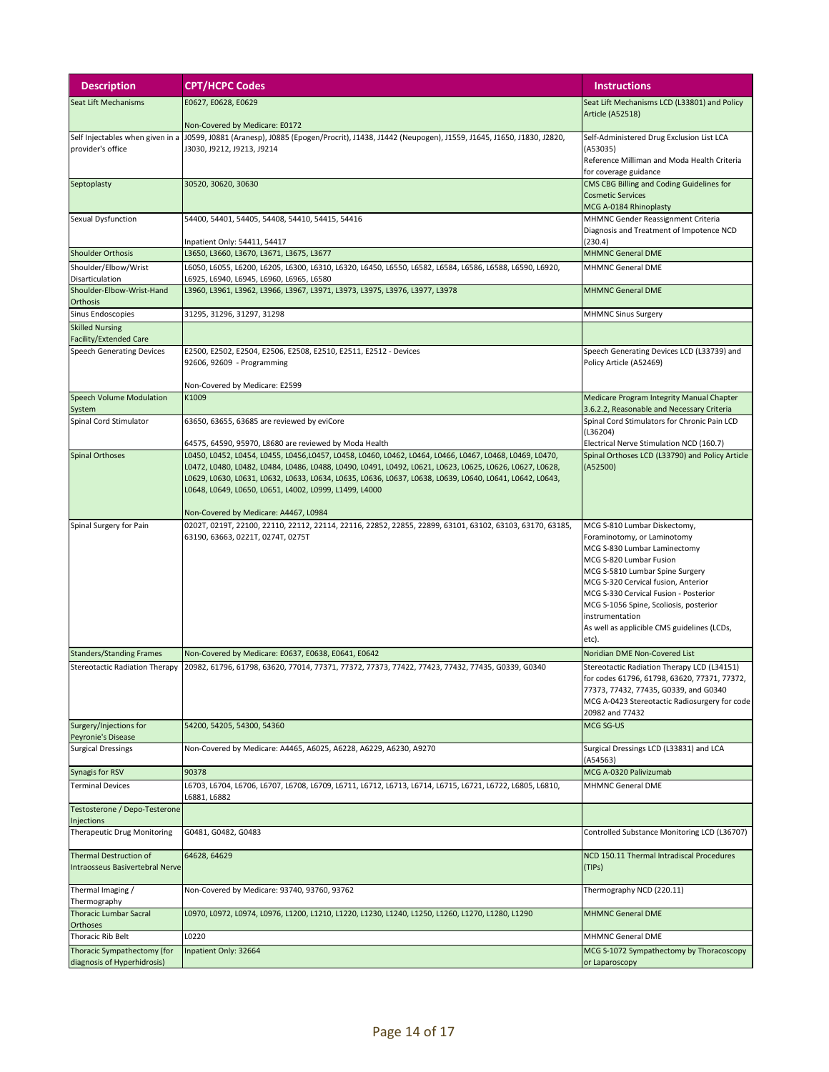| Description | CPT/HCPC Codes | Instructions |
|---|---|---|
| Seat Lift Mechanisms | E0627, E0628, E0629<br><br>Non-Covered by Medicare: E0172 | Seat Lift Mechanisms LCD (L33801) and Policy Article (A52518) |
| Self Injectables when given in a provider's office | J0599, J0881 (Aranesp), J0885 (Epogen/Procrit), J1438, J1442 (Neupogen), J1559, J1645, J1650, J1830, J2820, J3030, J9212, J9213, J9214 | Self-Administered Drug Exclusion List LCA (A53035)<br>Reference Milliman and Moda Health Criteria for coverage guidance |
| Septoplasty | 30520, 30620, 30630 | CMS CBG Billing and Coding Guidelines for Cosmetic Services<br>MCG A-0184 Rhinoplasty |
| Sexual Dysfunction | 54400, 54401, 54405, 54408, 54410, 54415, 54416<br><br>Inpatient Only: 54411, 54417 | MHMNC Gender Reassignment Criteria<br>Diagnosis and Treatment of Impotence NCD (230.4) |
| Shoulder Orthosis | L3650, L3660, L3670, L3671, L3675, L3677 | MHMNC General DME |
| Shoulder/Elbow/Wrist Disarticulation | L6050, L6055, L6200, L6205, L6300, L6310, L6320, L6450, L6550, L6582, L6584, L6586, L6588, L6590, L6920, L6925, L6940, L6945, L6960, L6965, L6580 | MHMNC General DME |
| Shoulder-Elbow-Wrist-Hand Orthosis | L3960, L3961, L3962, L3966, L3967, L3971, L3973, L3975, L3976, L3977, L3978 | MHMNC General DME |
| Sinus Endoscopies | 31295, 31296, 31297, 31298 | MHMNC Sinus Surgery |
| Skilled Nursing Facility/Extended Care | | |
| Speech Generating Devices | E2500, E2502, E2504, E2506, E2508, E2510, E2511, E2512 - Devices<br>92606, 92609 - Programming<br><br>Non-Covered by Medicare: E2599 | Speech Generating Devices LCD (L33739) and Policy Article (A52469) |
| Speech Volume Modulation System | K1009 | Medicare Program Integrity Manual Chapter 3.6.2.2, Reasonable and Necessary Criteria |
| Spinal Cord Stimulator | 63650, 63655, 63685 are reviewed by eviCore<br><br>64575, 64590, 95970, L8680 are reviewed by Moda Health | Spinal Cord Stimulators for Chronic Pain LCD (L36204)<br>Electrical Nerve Stimulation NCD (160.7) |
| Spinal Orthoses | L0450, L0452, L0454, L0455, L0456,L0457, L0458, L0460, L0462, L0464, L0466, L0467, L0468, L0469, L0470, L0472, L0480, L0482, L0484, L0486, L0488, L0490, L0491, L0492, L0621, L0623, L0625, L0626, L0627, L0628, L0629, L0630, L0631, L0632, L0633, L0634, L0635, L0636, L0637, L0638, L0639, L0640, L0641, L0642, L0643, L0648, L0649, L0650, L0651, L4002, L0999, L1499, L4000<br><br>Non-Covered by Medicare: A4467, L0984 | Spinal Orthoses LCD (L33790) and Policy Article (A52500) |
| Spinal Surgery for Pain | 0202T, 0219T, 22100, 22110, 22112, 22114, 22116, 22852, 22855, 22899, 63101, 63102, 63103, 63170, 63185, 63190, 63663, 0221T, 0274T, 0275T | MCG S-810 Lumbar Diskectomy, Foraminotomy, or Laminotomy<br>MCG S-830 Lumbar Laminectomy<br>MCG S-820 Lumbar Fusion<br>MCG S-5810 Lumbar Spine Surgery<br>MCG S-320 Cervical fusion, Anterior<br>MCG S-330 Cervical Fusion - Posterior<br>MCG S-1056 Spine, Scoliosis, posterior instrumentation<br>As well as applicible CMS guidelines (LCDs, etc). |
| Standers/Standing Frames | Non-Covered by Medicare: E0637, E0638, E0641, E0642 | Noridian DME Non-Covered List |
| Stereotactic Radiation Therapy | 20982, 61796, 61798, 63620, 77014, 77371, 77372, 77373, 77422, 77423, 77432, 77435, G0339, G0340 | Stereotactic Radiation Therapy LCD (L34151) for codes 61796, 61798, 63620, 77371, 77372, 77373, 77432, 77435, G0339, and G0340<br>MCG A-0423 Stereotactic Radiosurgery for code 20982 and 77432 |
| Surgery/Injections for Peyronie's Disease | 54200, 54205, 54300, 54360 | MCG SG-US |
| Surgical Dressings | Non-Covered by Medicare: A4465, A6025, A6228, A6229, A6230, A9270 | Surgical Dressings LCD (L33831) and LCA (A54563) |
| Synagis for RSV | 90378 | MCG A-0320 Palivizumab |
| Terminal Devices | L6703, L6704, L6706, L6707, L6708, L6709, L6711, L6712, L6713, L6714, L6715, L6721, L6722, L6805, L6810, L6881, L6882 | MHMNC General DME |
| Testosterone / Depo-Testerone Injections | | |
| Therapeutic Drug Monitoring | G0481, G0482, G0483 | Controlled Substance Monitoring LCD (L36707) |
| Thermal Destruction of Intraosseus Basivertebral Nerve | 64628, 64629 | NCD 150.11 Thermal Intradiscal Procedures (TIPs) |
| Thermal Imaging / Thermography | Non-Covered by Medicare: 93740, 93760, 93762 | Thermography NCD (220.11) |
| Thoracic Lumbar Sacral Orthoses | L0970, L0972, L0974, L0976, L1200, L1210, L1220, L1230, L1240, L1250, L1260, L1270, L1280, L1290 | MHMNC General DME |
| Thoracic Rib Belt | L0220 | MHMNC General DME |
| Thoracic Sympathectomy (for diagnosis of Hyperhidrosis) | Inpatient Only: 32664 | MCG S-1072 Sympathectomy by Thoracoscopy or Laparoscopy |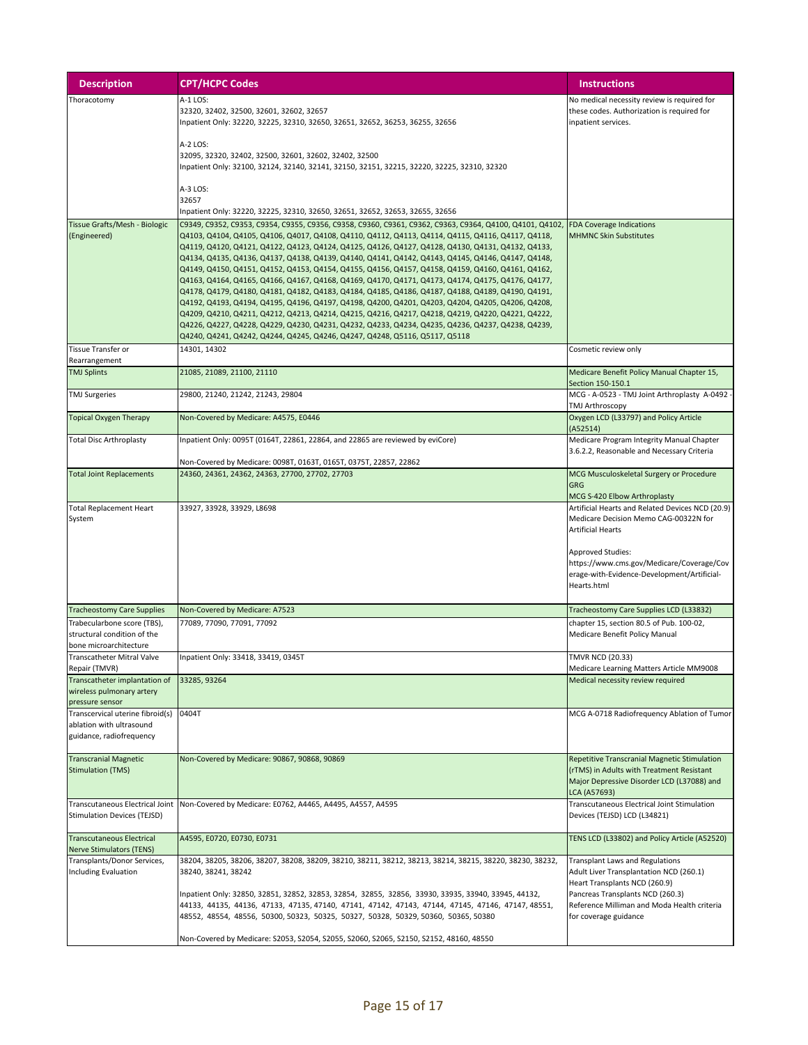| Description | CPT/HCPC Codes | Instructions |
|---|---|---|
| Thoracotomy | A-1 LOS:<br>32320, 32402, 32500, 32601, 32602, 32657<br>Inpatient Only: 32220, 32225, 32310, 32650, 32651, 32652, 36253, 36255, 32656<br><br>A-2 LOS:<br>32095, 32320, 32402, 32500, 32601, 32602, 32402, 32500<br>Inpatient Only: 32100, 32124, 32140, 32141, 32150, 32151, 32215, 32220, 32225, 32310, 32320<br><br>A-3 LOS:<br>32657<br>Inpatient Only: 32220, 32225, 32310, 32650, 32651, 32652, 32653, 32655, 32656 | No medical necessity review is required for these codes. Authorization is required for inpatient services. |
| Tissue Grafts/Mesh - Biologic (Engineered) | C9349, C9352, C9353, C9354, C9355, C9356, C9358, C9360, C9361, C9362, C9363, C9364, Q4100, Q4101, Q4102, Q4103, Q4104, Q4105, Q4106, Q4017, Q4108, Q4110, Q4112, Q4113, Q4114, Q4115, Q4116, Q4117, Q4118, Q4119, Q4120, Q4121, Q4122, Q4123, Q4124, Q4125, Q4126, Q4127, Q4128, Q4130, Q4131, Q4132, Q4133, Q4134, Q4135, Q4136, Q4137, Q4138, Q4139, Q4140, Q4141, Q4142, Q4143, Q4145, Q4146, Q4147, Q4148, Q4149, Q4150, Q4151, Q4152, Q4153, Q4154, Q4155, Q4156, Q4157, Q4158, Q4159, Q4160, Q4161, Q4162, Q4163, Q4164, Q4165, Q4166, Q4167, Q4168, Q4169, Q4170, Q4171, Q4173, Q4174, Q4175, Q4176, Q4177, Q4178, Q4179, Q4180, Q4181, Q4182, Q4183, Q4184, Q4185, Q4186, Q4187, Q4188, Q4189, Q4190, Q4191, Q4192, Q4193, Q4194, Q4195, Q4196, Q4197, Q4198, Q4200, Q4201, Q4203, Q4204, Q4205, Q4206, Q4208, Q4209, Q4210, Q4211, Q4212, Q4213, Q4214, Q4215, Q4216, Q4217, Q4218, Q4219, Q4220, Q4221, Q4222, Q4226, Q4227, Q4228, Q4229, Q4230, Q4231, Q4232, Q4233, Q4234, Q4235, Q4236, Q4237, Q4238, Q4239, Q4240, Q4241, Q4242, Q4244, Q4245, Q4246, Q4247, Q4248, Q5116, Q5117, Q5118 | FDA Coverage Indications<br>MHMNC Skin Substitutes |
| Tissue Transfer or Rearrangement | 14301, 14302 | Cosmetic review only |
| TMJ Splints | 21085, 21089, 21100, 21110 | Medicare Benefit Policy Manual Chapter 15, Section 150-150.1 |
| TMJ Surgeries | 29800, 21240, 21242, 21243, 29804 | MCG - A-0523 - TMJ Joint Arthroplasty A-0492 - TMJ Arthroscopy |
| Topical Oxygen Therapy | Non-Covered by Medicare: A4575, E0446 | Oxygen LCD (L33797) and Policy Article (A52514) |
| Total Disc Arthroplasty | Inpatient Only: 0095T (0164T, 22861, 22864, and 22865 are reviewed by eviCore)<br><br>Non-Covered by Medicare: 0098T, 0163T, 0165T, 0375T, 22857, 22862 | Medicare Program Integrity Manual Chapter 3.6.2.2, Reasonable and Necessary Criteria |
| Total Joint Replacements | 24360, 24361, 24362, 24363, 27700, 27702, 27703 | MCG Musculoskeletal Surgery or Procedure GRG<br>MCG S-420 Elbow Arthroplasty |
| Total Replacement Heart System | 33927, 33928, 33929, L8698 | Artificial Hearts and Related Devices NCD (20.9)<br>Medicare Decision Memo CAG-00322N for Artificial Hearts<br><br>Approved Studies:<br>https://www.cms.gov/Medicare/Coverage/Coverage-with-Evidence-Development/Artificial-Hearts.html |
| Tracheostomy Care Supplies | Non-Covered by Medicare: A7523 | Tracheostomy Care Supplies LCD (L33832) |
| Trabecularbone score (TBS), structural condition of the bone microarchitecture | 77089, 77090, 77091, 77092 | chapter 15, section 80.5 of Pub. 100-02, Medicare Benefit Policy Manual |
| Transcatheter Mitral Valve Repair (TMVR) | Inpatient Only: 33418, 33419, 0345T | TMVR NCD (20.33)<br>Medicare Learning Matters Article MM9008 |
| Transcatheter implantation of wireless pulmonary artery pressure sensor | 33285, 93264 | Medical necessity review required |
| Transcervical uterine fibroid(s) ablation with ultrasound guidance, radiofrequency | 0404T | MCG A-0718 Radiofrequency Ablation of Tumor |
| Transcranial Magnetic Stimulation (TMS) | Non-Covered by Medicare: 90867, 90868, 90869 | Repetitive Transcranial Magnetic Stimulation (rTMS) in Adults with Treatment Resistant Major Depressive Disorder LCD (L37088) and LCA (A57693) |
| Transcutaneous Electrical Joint Stimulation Devices (TEJSD) | Non-Covered by Medicare: E0762, A4465, A4495, A4557, A4595 | Transcutaneous Electrical Joint Stimulation Devices (TEJSD) LCD (L34821) |
| Transcutaneous Electrical Nerve Stimulators (TENS) | A4595, E0720, E0730, E0731 | TENS LCD (L33802) and Policy Article (A52520) |
| Transplants/Donor Services, Including Evaluation | 38204, 38205, 38206, 38207, 38208, 38209, 38210, 38211, 38212, 38213, 38214, 38215, 38220, 38230, 38232, 38240, 38241, 38242<br><br>Inpatient Only: 32850, 32851, 32852, 32853, 32854, 32855, 32856, 33930, 33935, 33940, 33945, 44132, 44133, 44135, 44136, 47133, 47135, 47140, 47141, 47142, 47143, 47144, 47145, 47146, 47147, 48551, 48552, 48554, 48556, 50300, 50323, 50325, 50327, 50328, 50329, 50360, 50365, 50380<br><br>Non-Covered by Medicare: S2053, S2054, S2055, S2060, S2065, S2150, S2152, 48160, 48550 | Transplant Laws and Regulations<br>Adult Liver Transplantation NCD (260.1)<br>Heart Transplants NCD (260.9)<br>Pancreas Transplants NCD (260.3)<br>Reference Milliman and Moda Health criteria for coverage guidance |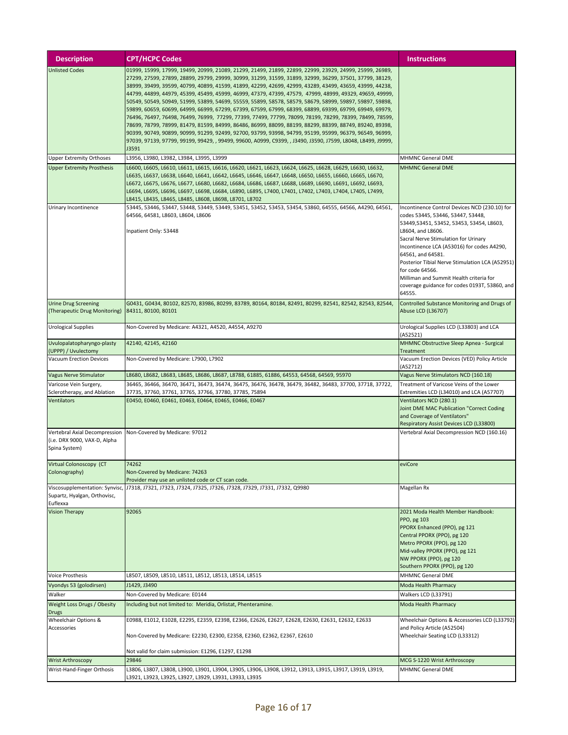| Description | CPT/HCPC Codes | Instructions |
|---|---|---|
| Unlisted Codes | 01999, 15999, 17999, 19499, 20999, 21089, 21299, 21499, 21899, 22899, 22999, 23929, 24999, 25999, 26989, 27299, 27599, 27899, 28899, 29799, 29999, 30999, 31299, 31599, 31899, 32999, 36299, 37501, 37799, 38129, 38999, 39499, 39599, 40799, 40899, 41599, 41899, 42299, 42699, 42999, 43289, 43499, 43659, 43999, 44238, 44799, 44899, 44979, 45399, 45499, 45999, 46999, 47379, 47399, 47579, 47999, 48999, 49329, 49659, 49999, 50549, 50549, 50949, 51999, 53899, 54699, 55559, 55899, 58578, 58579, 58679, 58999, 59897, 59897, 59898, 59899, 60659, 60699, 64999, 66999, 67299, 67399, 67599, 67999, 68399, 68899, 69399, 69799, 69949, 69979, 76496, 76497, 76498, 76499, 76999, 77299, 77399, 77499, 77799, 78099, 78199, 78299, 78399, 78499, 78599, 78699, 78799, 78999, 81479, 81599, 84999, 86486, 86999, 88099, 88199, 88299, 88399, 88749, 89240, 89398, 90399, 90749, 90899, 90999, 91299, 92499, 92700, 93799, 93998, 94799, 95199, 95999, 96379, 96549, 96999, 97039, 97139, 97799, 99199, 99429, , 99499, 99600, A0999, C9399, , J3490, J3590, J7599, L8048, L8499, J9999, J3591 | |
| Upper Extremity Orthoses | L3956, L3980, L3982, L3984, L3995, L3999 | MHMNC General DME |
| Upper Extremity Prosthesis | L6600, L6605, L6610, L6611, L6615, L6616, L6620, L6621, L6623, L6624, L6625, L6628, L6629, L6630, L6632, L6635, L6637, L6638, L6640, L6641, L6642, L6645, L6646, L6647, L6648, L6650, L6655, L6660, L6665, L6670, L6672, L6675, L6676, L6677, L6680, L6682, L6684, L6686, L6687, L6688, L6689, L6690, L6691, L6692, L6693, L6694, L6695, L6696, L6697, L6698, L6684, L6890, L6895, L7400, L7401, L7402, L7403, L7404, L7405, L7499, L8415, L8435, L8465, L8485, L8608, L8698, L8701, L8702 | MHMNC General DME |
| Urinary Incontinence | 53445, 53446, 53447, 53448, 53449, 53451, 53452, 53453, 53454, 53860, 64555, 64566, A4290, 64561, 64566, 64581, L8603, L8604, L8606<br><br>Inpatient Only: 53448 | Incontinence Control Devices NCD (230.10) for codes 53445, 53446, 53447, 53448, 53449,53451, 53452, 53453, 53454, L8603, L8604, and L8606.<br>Sacral Nerve Stimulation for Urinary Incontinence LCA (A53016) for codes A4290, 64561, and 64581.<br>Posterior Tibial Nerve Stimulation LCA (A52951) for code 64566.<br>Milliman and Summit Health criteria for coverage guidance for codes 0193T, 53860, and 64555. |
| Urine Drug Screening (Therapeutic Drug Monitoring) | G0431, G0434, 80102, 82570, 83986, 80299, 83789, 80164, 80184, 82491, 80299, 82541, 82542, 82543, 82544, 84311, 80100, 80101 | Controlled Substance Monitoring and Drugs of Abuse LCD (L36707) |
| Urological Supplies | Non-Covered by Medicare: A4321, A4520, A4554, A9270 | Urological Supplies LCD (L33803) and LCA (A52521) |
| Uvulopalatopharyngo-plasty (UPPP) / Uvulectomy | 42140, 42145, 42160 | MHMNC Obstructive Sleep Apnea - Surgical Treatment |
| Vacuum Erection Devices | Non-Covered by Medicare: L7900, L7902 | Vacuum Erection Devices (VED) Policy Article (A52712) |
| Vagus Nerve Stimulator | L8680, L8682, L8683, L8685, L8686, L8687, L8788, 61885, 61886, 64553, 64568, 64569, 95970 | Vagus Nerve Stimulators NCD (160.18) |
| Varicose Vein Surgery, Sclerotherapy, and Ablation | 36465, 36466, 36470, 36471, 36473, 36474, 36475, 36476, 36478, 36479, 36482, 36483, 37700, 37718, 37722, 37735, 37760, 37761, 37765, 37766, 37780, 37785, 75894 | Treatment of Varicose Veins of the Lower Extremities LCD (L34010) and LCA (A57707) |
| Ventilators | E0450, E0460, E0461, E0463, E0464, E0465, E0466, E0467 | Ventilators NCD (280.1)<br>Joint DME MAC Publication "Correct Coding and Coverage of Ventilators"<br>Respiratory Assist Devices LCD (L33800) |
| Vertebral Axial Decompression (i.e. DRX 9000, VAX-D, Alpha Spina System) | Non-Covered by Medicare: 97012 | Vertebral Axial Decompression NCD (160.16) |
| Virtual Colonoscopy (CT Colonography) | 74262<br>Non-Covered by Medicare: 74263<br>Provider may use an unlisted code or CT scan code. | eviCore |
| Viscosupplementation: Synvisc, Supartz, Hyalgan, Orthovisc, Euflexxa | J7318, J7321, J7323, J7324, J7325, J7326, J7328, J7329, J7331, J7332, Q9980 | Magellan Rx |
| Vision Therapy | 92065 | 2021 Moda Health Member Handbook:<br>PPO, pg 103<br>PPORX Enhanced (PPO), pg 121<br>Central PPORX (PPO), pg 120<br>Metro PPORX (PPO), pg 120<br>Mid-valley PPORX (PPO), pg 121<br>NW PPORX (PPO), pg 120<br>Southern PPORX (PPO), pg 120 |
| Voice Prosthesis | L8507, L8509, L8510, L8511, L8512, L8513, L8514, L8515 | MHMNC General DME |
| Vyondys 53 (golodirsen) | J1429, J3490 | Moda Health Pharmacy |
| Walker | Non-Covered by Medicare: E0144 | Walkers LCD (L33791) |
| Weight Loss Drugs / Obesity Drugs | Including but not limited to: Meridia, Orlistat, Phenteramine. | Moda Health Pharmacy |
| Wheelchair Options & Accessories | E0988, E1012, E1028, E2295, E2359, E2398, E2366, E2626, E2627, E2628, E2630, E2631, E2632, E2633<br><br>Non-Covered by Medicare: E2230, E2300, E2358, E2360, E2362, E2367, E2610<br><br>Not valid for claim submission: E1296, E1297, E1298 | Wheelchair Options & Accessories LCD (L33792) and Policy Article (A52504)<br>Wheelchair Seating LCD (L33312) |
| Wrist Arthroscopy | 29846 | MCG S-1220 Wrist Arthroscopy |
| Wrist-Hand-Finger Orthosis | L3806, L3807, L3808, L3900, L3901, L3904, L3905, L3906, L3908, L3912, L3913, L3915, L3917, L3919, L3919, L3921, L3923, L3925, L3927, L3929, L3931, L3933, L3935 | MHMNC General DME |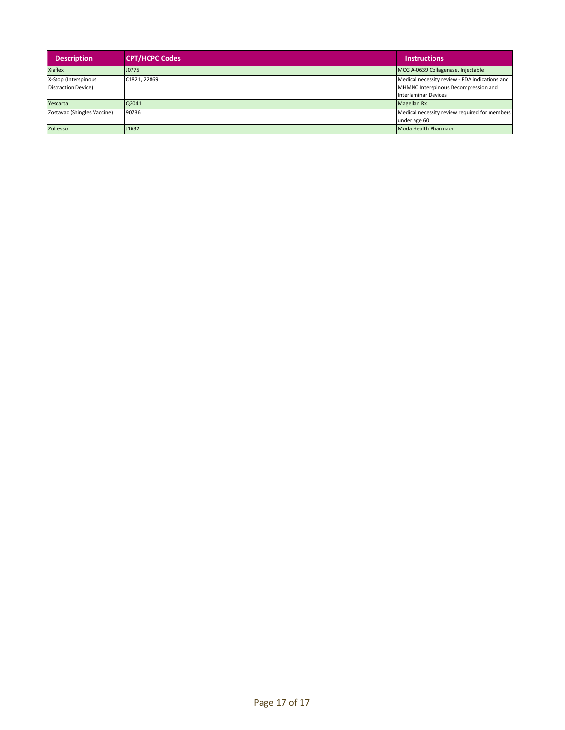| Description | CPT/HCPC Codes | Instructions |
| --- | --- | --- |
| Xiaflex | J0775 | MCG A-0639 Collagenase, Injectable |
| X-Stop (Interspinous Distraction Device) | C1821, 22869 | Medical necessity review - FDA indications and MHMNC Interspinous Decompression and Interlaminar Devices |
| Yescarta | Q2041 | Magellan Rx |
| Zostavac (Shingles Vaccine) | 90736 | Medical necessity review required for members under age 60 |
| Zulresso | J1632 | Moda Health Pharmacy |